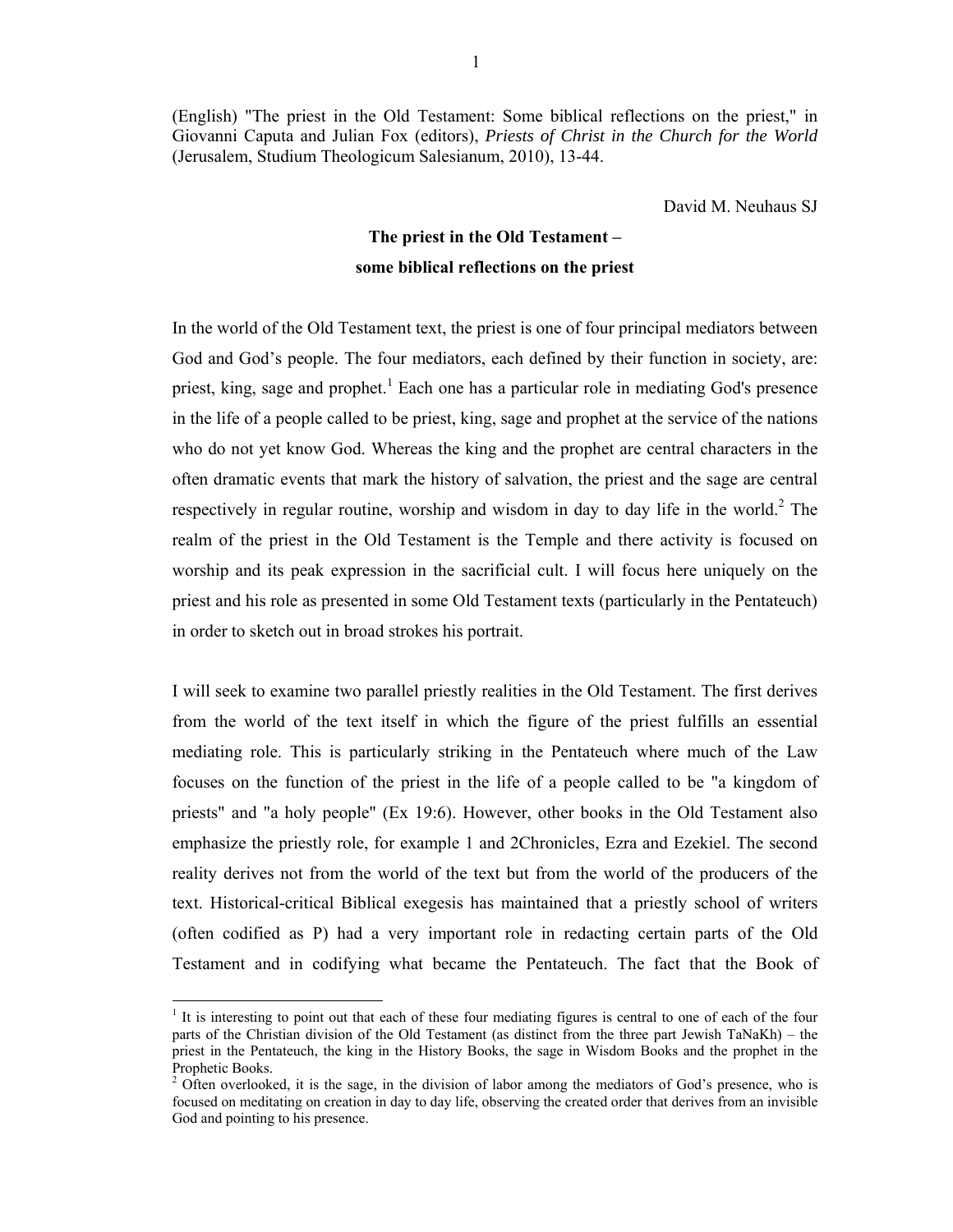(English) "The priest in the Old Testament: Some biblical reflections on the priest," in Giovanni Caputa and Julian Fox (editors), *Priests of Christ in the Church for the World* (Jerusalem, Studium Theologicum Salesianum, 2010), 13-44.

David M. Neuhaus SJ

**The priest in the Old Testament –**
**some biblical reflections on the priest**

In the world of the Old Testament text, the priest is one of four principal mediators between God and God's people. The four mediators, each defined by their function in society, are: priest, king, sage and prophet.[1] Each one has a particular role in mediating God's presence in the life of a people called to be priest, king, sage and prophet at the service of the nations who do not yet know God. Whereas the king and the prophet are central characters in the often dramatic events that mark the history of salvation, the priest and the sage are central respectively in regular routine, worship and wisdom in day to day life in the world.[2] The realm of the priest in the Old Testament is the Temple and there activity is focused on worship and its peak expression in the sacrificial cult. I will focus here uniquely on the priest and his role as presented in some Old Testament texts (particularly in the Pentateuch) in order to sketch out in broad strokes his portrait.

I will seek to examine two parallel priestly realities in the Old Testament. The first derives from the world of the text itself in which the figure of the priest fulfills an essential mediating role. This is particularly striking in the Pentateuch where much of the Law focuses on the function of the priest in the life of a people called to be "a kingdom of priests" and "a holy people" (Ex 19:6). However, other books in the Old Testament also emphasize the priestly role, for example 1 and 2Chronicles, Ezra and Ezekiel. The second reality derives not from the world of the text but from the world of the producers of the text. Historical-critical Biblical exegesis has maintained that a priestly school of writers (often codified as P) had a very important role in redacting certain parts of the Old Testament and in codifying what became the Pentateuch. The fact that the Book of

---

[1] It is interesting to point out that each of these four mediating figures is central to one of each of the four parts of the Christian division of the Old Testament (as distinct from the three part Jewish TaNaKh) – the priest in the Pentateuch, the king in the History Books, the sage in Wisdom Books and the prophet in the Prophetic Books.

[2] Often overlooked, it is the sage, in the division of labor among the mediators of God's presence, who is focused on meditating on creation in day to day life, observing the created order that derives from an invisible God and pointing to his presence.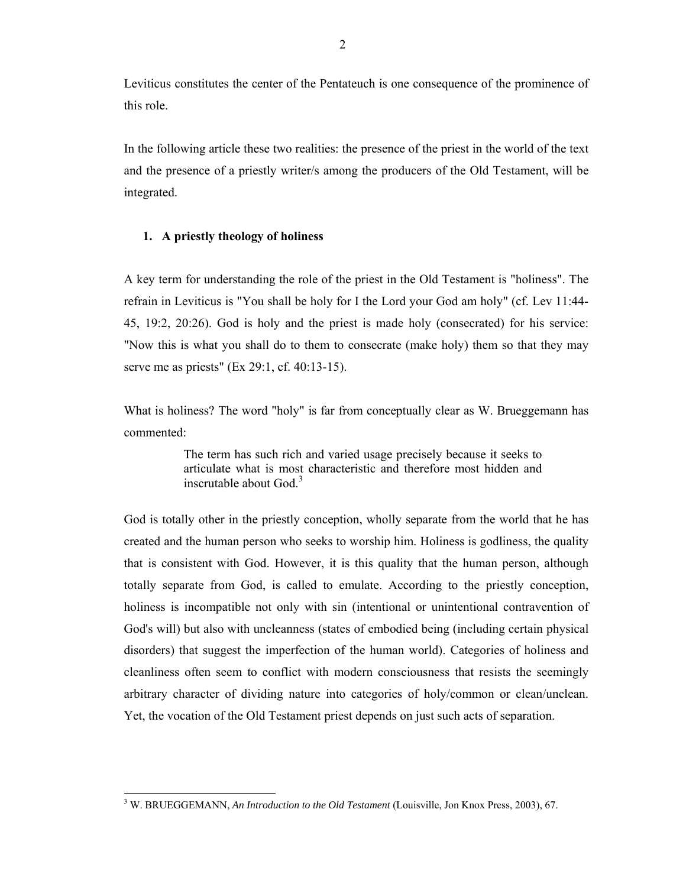Leviticus constitutes the center of the Pentateuch is one consequence of the prominence of this role.

In the following article these two realities: the presence of the priest in the world of the text and the presence of a priestly writer/s among the producers of the Old Testament, will be integrated.

## 1. A priestly theology of holiness

A key term for understanding the role of the priest in the Old Testament is "holiness". The refrain in Leviticus is "You shall be holy for I the Lord your God am holy" (cf. Lev 11:44-45, 19:2, 20:26). God is holy and the priest is made holy (consecrated) for his service: "Now this is what you shall do to them to consecrate (make holy) them so that they may serve me as priests" (Ex 29:1, cf. 40:13-15).

What is holiness? The word "holy" is far from conceptually clear as W. Brueggemann has commented:

> The term has such rich and varied usage precisely because it seeks to articulate what is most characteristic and therefore most hidden and inscrutable about God.[3]

God is totally other in the priestly conception, wholly separate from the world that he has created and the human person who seeks to worship him. Holiness is godliness, the quality that is consistent with God. However, it is this quality that the human person, although totally separate from God, is called to emulate. According to the priestly conception, holiness is incompatible not only with sin (intentional or unintentional contravention of God's will) but also with uncleanness (states of embodied being (including certain physical disorders) that suggest the imperfection of the human world). Categories of holiness and cleanliness often seem to conflict with modern consciousness that resists the seemingly arbitrary character of dividing nature into categories of holy/common or clean/unclean. Yet, the vocation of the Old Testament priest depends on just such acts of separation.

---

[3] W. BRUEGGEMANN, *An Introduction to the Old Testament* (Louisville, Jon Knox Press, 2003), 67.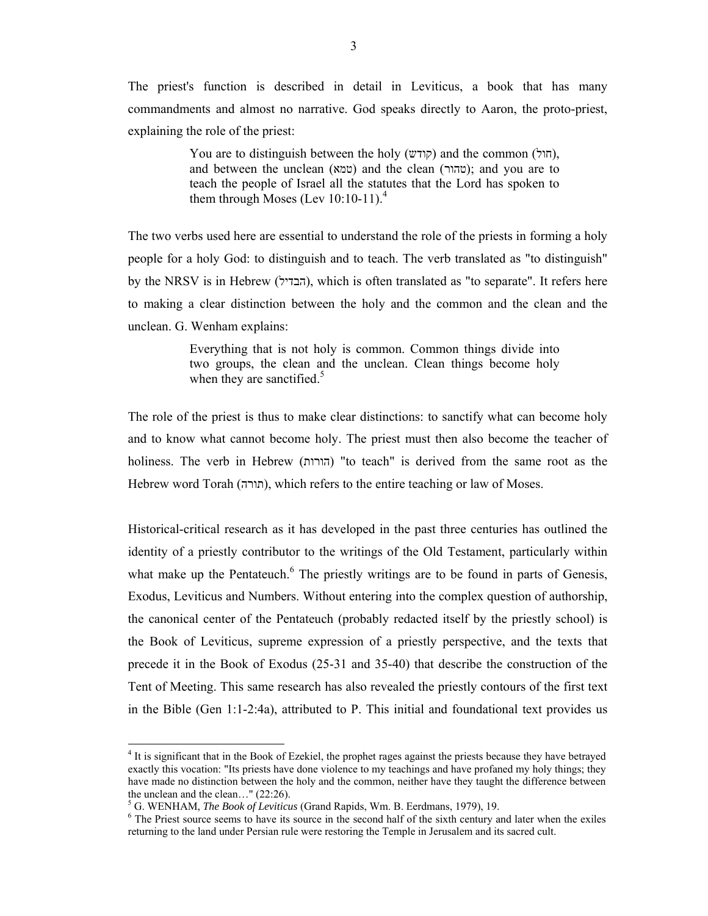The priest's function is described in detail in Leviticus, a book that has many commandments and almost no narrative. God speaks directly to Aaron, the proto-priest, explaining the role of the priest:

> You are to distinguish between the holy (קודש) and the common (חול), and between the unclean (טמא) and the clean (טהור); and you are to teach the people of Israel all the statutes that the Lord has spoken to them through Moses (Lev 10:10-11).[4]

The two verbs used here are essential to understand the role of the priests in forming a holy people for a holy God: to distinguish and to teach. The verb translated as "to distinguish" by the NRSV is in Hebrew (הבדיל), which is often translated as "to separate". It refers here to making a clear distinction between the holy and the common and the clean and the unclean. G. Wenham explains:

> Everything that is not holy is common. Common things divide into two groups, the clean and the unclean. Clean things become holy when they are sanctified.[5]

The role of the priest is thus to make clear distinctions: to sanctify what can become holy and to know what cannot become holy. The priest must then also become the teacher of holiness. The verb in Hebrew (הורות) "to teach" is derived from the same root as the Hebrew word Torah (תורה), which refers to the entire teaching or law of Moses.

Historical-critical research as it has developed in the past three centuries has outlined the identity of a priestly contributor to the writings of the Old Testament, particularly within what make up the Pentateuch.[6] The priestly writings are to be found in parts of Genesis, Exodus, Leviticus and Numbers. Without entering into the complex question of authorship, the canonical center of the Pentateuch (probably redacted itself by the priestly school) is the Book of Leviticus, supreme expression of a priestly perspective, and the texts that precede it in the Book of Exodus (25-31 and 35-40) that describe the construction of the Tent of Meeting. This same research has also revealed the priestly contours of the first text in the Bible (Gen 1:1-2:4a), attributed to P. This initial and foundational text provides us

---

[4] It is significant that in the Book of Ezekiel, the prophet rages against the priests because they have betrayed exactly this vocation: "Its priests have done violence to my teachings and have profaned my holy things; they have made no distinction between the holy and the common, neither have they taught the difference between the unclean and the clean…" (22:26).

[5] G. WENHAM, *The Book of Leviticus* (Grand Rapids, Wm. B. Eerdmans, 1979), 19.

[6] The Priest source seems to have its source in the second half of the sixth century and later when the exiles returning to the land under Persian rule were restoring the Temple in Jerusalem and its sacred cult.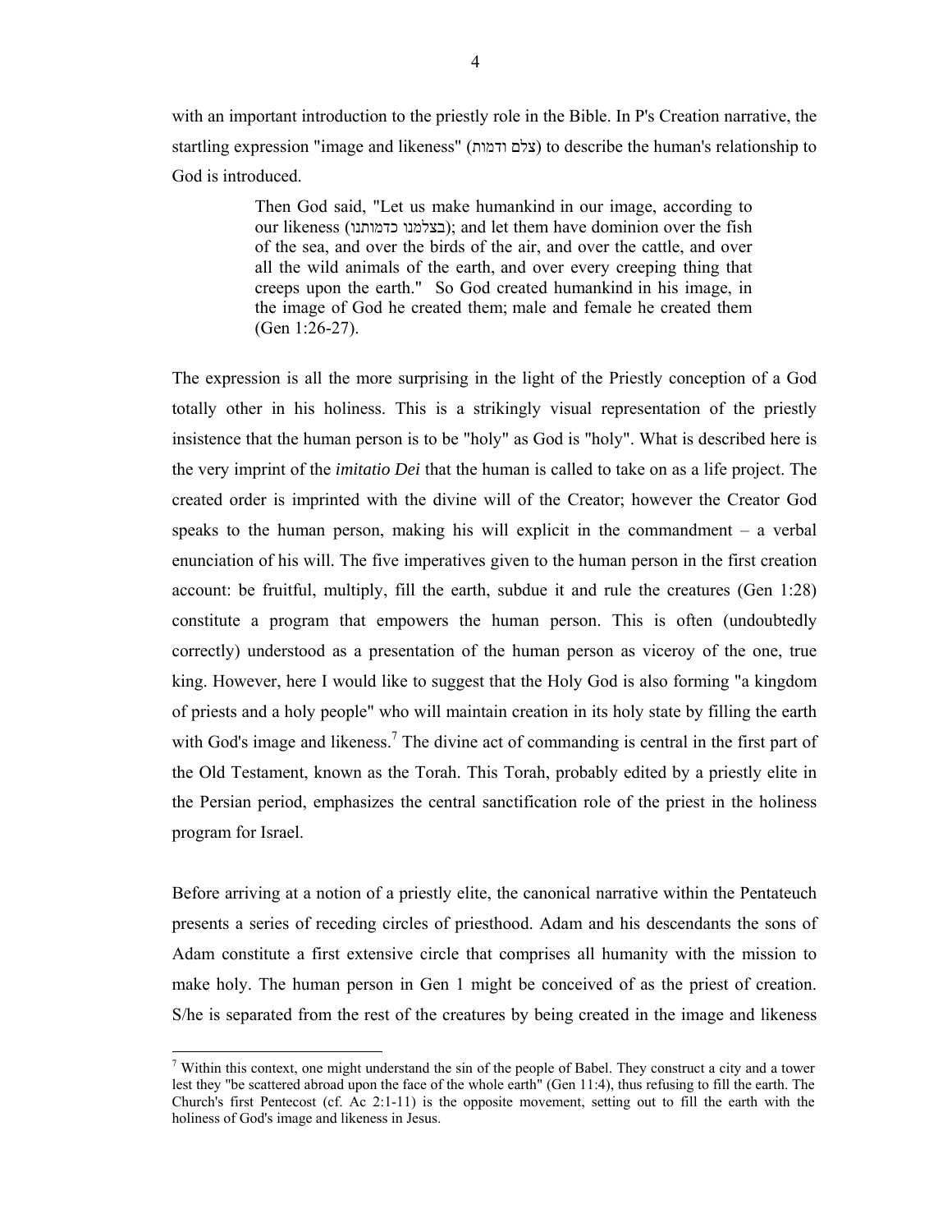with an important introduction to the priestly role in the Bible. In P's Creation narrative, the startling expression "image and likeness" (צלם ודמות) to describe the human's relationship to God is introduced.

> Then God said, "Let us make humankind in our image, according to our likeness (בצלמנו כדמותנו); and let them have dominion over the fish of the sea, and over the birds of the air, and over the cattle, and over all the wild animals of the earth, and over every creeping thing that creeps upon the earth." So God created humankind in his image, in the image of God he created them; male and female he created them (Gen 1:26-27).

The expression is all the more surprising in the light of the Priestly conception of a God totally other in his holiness. This is a strikingly visual representation of the priestly insistence that the human person is to be "holy" as God is "holy". What is described here is the very imprint of the *imitatio Dei* that the human is called to take on as a life project. The created order is imprinted with the divine will of the Creator; however the Creator God speaks to the human person, making his will explicit in the commandment – a verbal enunciation of his will. The five imperatives given to the human person in the first creation account: be fruitful, multiply, fill the earth, subdue it and rule the creatures (Gen 1:28) constitute a program that empowers the human person. This is often (undoubtedly correctly) understood as a presentation of the human person as viceroy of the one, true king. However, here I would like to suggest that the Holy God is also forming "a kingdom of priests and a holy people" who will maintain creation in its holy state by filling the earth with God's image and likeness.[7] The divine act of commanding is central in the first part of the Old Testament, known as the Torah. This Torah, probably edited by a priestly elite in the Persian period, emphasizes the central sanctification role of the priest in the holiness program for Israel.

Before arriving at a notion of a priestly elite, the canonical narrative within the Pentateuch presents a series of receding circles of priesthood. Adam and his descendants the sons of Adam constitute a first extensive circle that comprises all humanity with the mission to make holy. The human person in Gen 1 might be conceived of as the priest of creation. S/he is separated from the rest of the creatures by being created in the image and likeness

[7] Within this context, one might understand the sin of the people of Babel. They construct a city and a tower lest they "be scattered abroad upon the face of the whole earth" (Gen 11:4), thus refusing to fill the earth. The Church's first Pentecost (cf. Ac 2:1-11) is the opposite movement, setting out to fill the earth with the holiness of God's image and likeness in Jesus.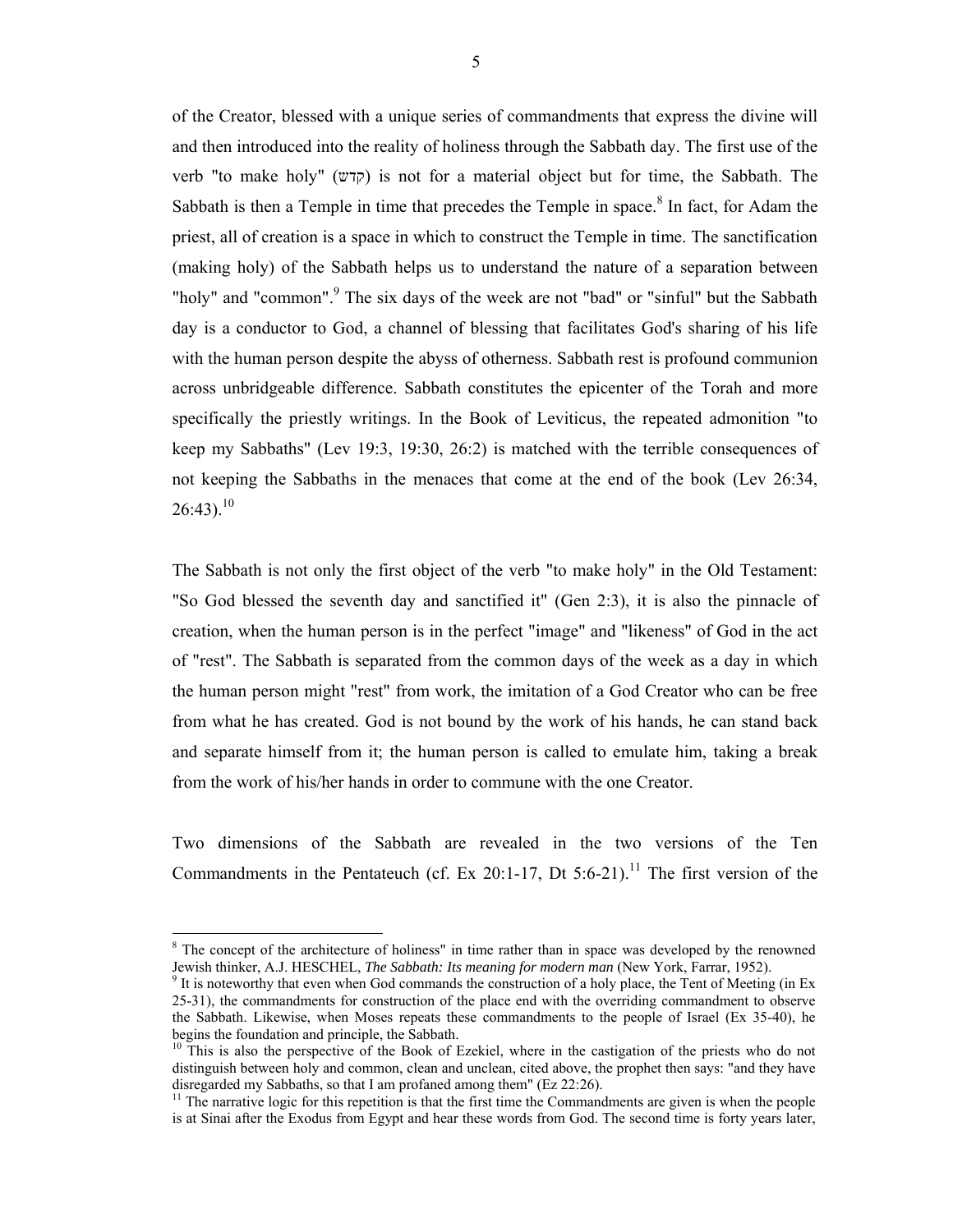of the Creator, blessed with a unique series of commandments that express the divine will and then introduced into the reality of holiness through the Sabbath day. The first use of the verb "to make holy" (קדש) is not for a material object but for time, the Sabbath. The Sabbath is then a Temple in time that precedes the Temple in space.[8] In fact, for Adam the priest, all of creation is a space in which to construct the Temple in time. The sanctification (making holy) of the Sabbath helps us to understand the nature of a separation between "holy" and "common".[9] The six days of the week are not "bad" or "sinful" but the Sabbath day is a conductor to God, a channel of blessing that facilitates God's sharing of his life with the human person despite the abyss of otherness. Sabbath rest is profound communion across unbridgeable difference. Sabbath constitutes the epicenter of the Torah and more specifically the priestly writings. In the Book of Leviticus, the repeated admonition "to keep my Sabbaths" (Lev 19:3, 19:30, 26:2) is matched with the terrible consequences of not keeping the Sabbaths in the menaces that come at the end of the book (Lev 26:34, 26:43).[10]

The Sabbath is not only the first object of the verb "to make holy" in the Old Testament: "So God blessed the seventh day and sanctified it" (Gen 2:3), it is also the pinnacle of creation, when the human person is in the perfect "image" and "likeness" of God in the act of "rest". The Sabbath is separated from the common days of the week as a day in which the human person might "rest" from work, the imitation of a God Creator who can be free from what he has created. God is not bound by the work of his hands, he can stand back and separate himself from it; the human person is called to emulate him, taking a break from the work of his/her hands in order to commune with the one Creator.

Two dimensions of the Sabbath are revealed in the two versions of the Ten Commandments in the Pentateuch (cf. Ex 20:1-17, Dt 5:6-21).[11] The first version of the

---

[8] The concept of the architecture of holiness" in time rather than in space was developed by the renowned Jewish thinker, A.J. HESCHEL, *The Sabbath: Its meaning for modern man* (New York, Farrar, 1952).

[9] It is noteworthy that even when God commands the construction of a holy place, the Tent of Meeting (in Ex 25-31), the commandments for construction of the place end with the overriding commandment to observe the Sabbath. Likewise, when Moses repeats these commandments to the people of Israel (Ex 35-40), he begins the foundation and principle, the Sabbath.

[10] This is also the perspective of the Book of Ezekiel, where in the castigation of the priests who do not distinguish between holy and common, clean and unclean, cited above, the prophet then says: "and they have disregarded my Sabbaths, so that I am profaned among them" (Ez 22:26).

[11] The narrative logic for this repetition is that the first time the Commandments are given is when the people is at Sinai after the Exodus from Egypt and hear these words from God. The second time is forty years later,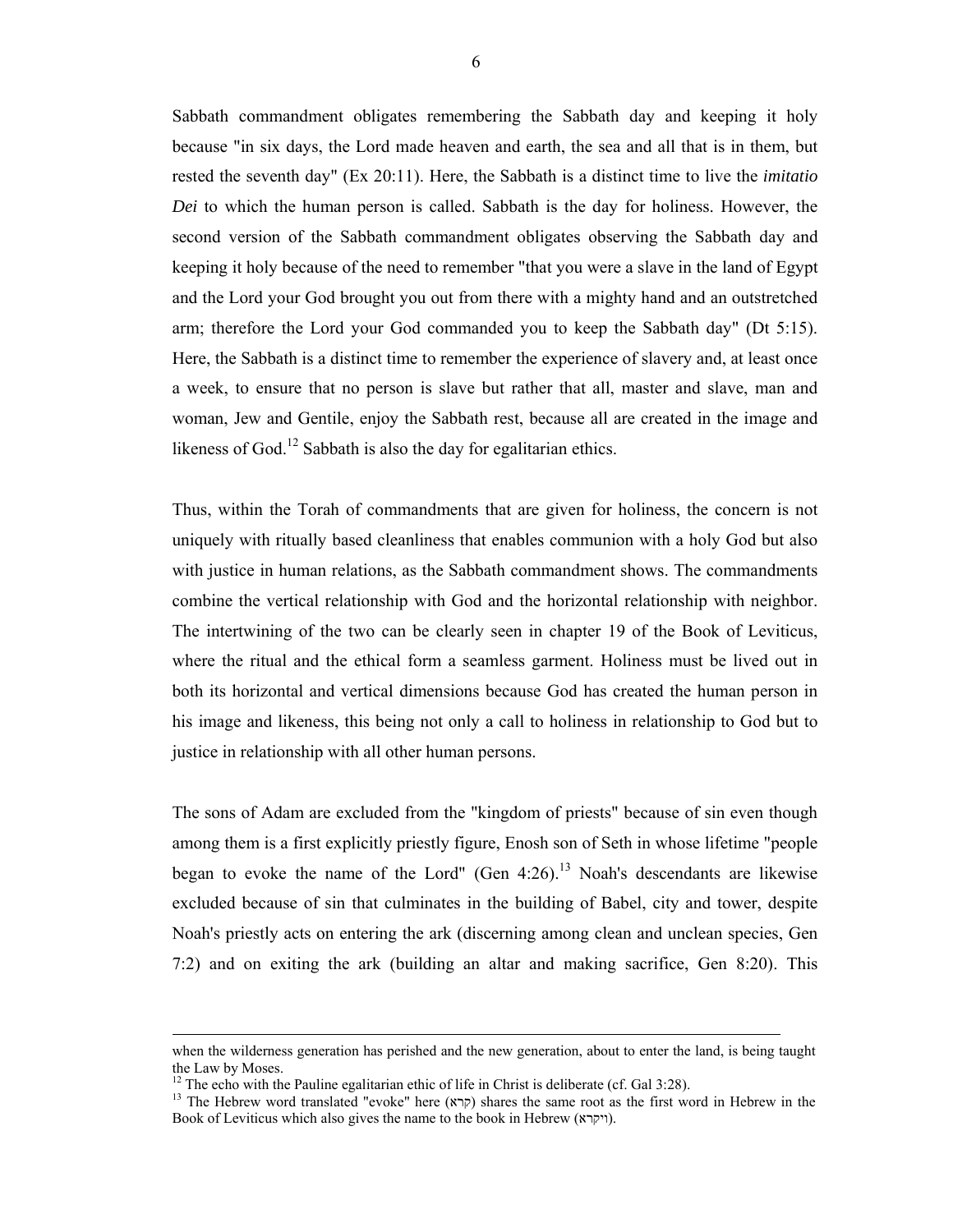Sabbath commandment obligates remembering the Sabbath day and keeping it holy because "in six days, the Lord made heaven and earth, the sea and all that is in them, but rested the seventh day" (Ex 20:11). Here, the Sabbath is a distinct time to live the *imitatio Dei* to which the human person is called. Sabbath is the day for holiness. However, the second version of the Sabbath commandment obligates observing the Sabbath day and keeping it holy because of the need to remember "that you were a slave in the land of Egypt and the Lord your God brought you out from there with a mighty hand and an outstretched arm; therefore the Lord your God commanded you to keep the Sabbath day" (Dt 5:15). Here, the Sabbath is a distinct time to remember the experience of slavery and, at least once a week, to ensure that no person is slave but rather that all, master and slave, man and woman, Jew and Gentile, enjoy the Sabbath rest, because all are created in the image and likeness of God.[12] Sabbath is also the day for egalitarian ethics.

Thus, within the Torah of commandments that are given for holiness, the concern is not uniquely with ritually based cleanliness that enables communion with a holy God but also with justice in human relations, as the Sabbath commandment shows. The commandments combine the vertical relationship with God and the horizontal relationship with neighbor. The intertwining of the two can be clearly seen in chapter 19 of the Book of Leviticus, where the ritual and the ethical form a seamless garment. Holiness must be lived out in both its horizontal and vertical dimensions because God has created the human person in his image and likeness, this being not only a call to holiness in relationship to God but to justice in relationship with all other human persons.

The sons of Adam are excluded from the "kingdom of priests" because of sin even though among them is a first explicitly priestly figure, Enosh son of Seth in whose lifetime "people began to evoke the name of the Lord" (Gen 4:26).[13] Noah's descendants are likewise excluded because of sin that culminates in the building of Babel, city and tower, despite Noah's priestly acts on entering the ark (discerning among clean and unclean species, Gen 7:2) and on exiting the ark (building an altar and making sacrifice, Gen 8:20). This

---

when the wilderness generation has perished and the new generation, about to enter the land, is being taught the Law by Moses.

[12] The echo with the Pauline egalitarian ethic of life in Christ is deliberate (cf. Gal 3:28).

[13] The Hebrew word translated "evoke" here (קרא) shares the same root as the first word in Hebrew in the Book of Leviticus which also gives the name to the book in Hebrew (ויקרא).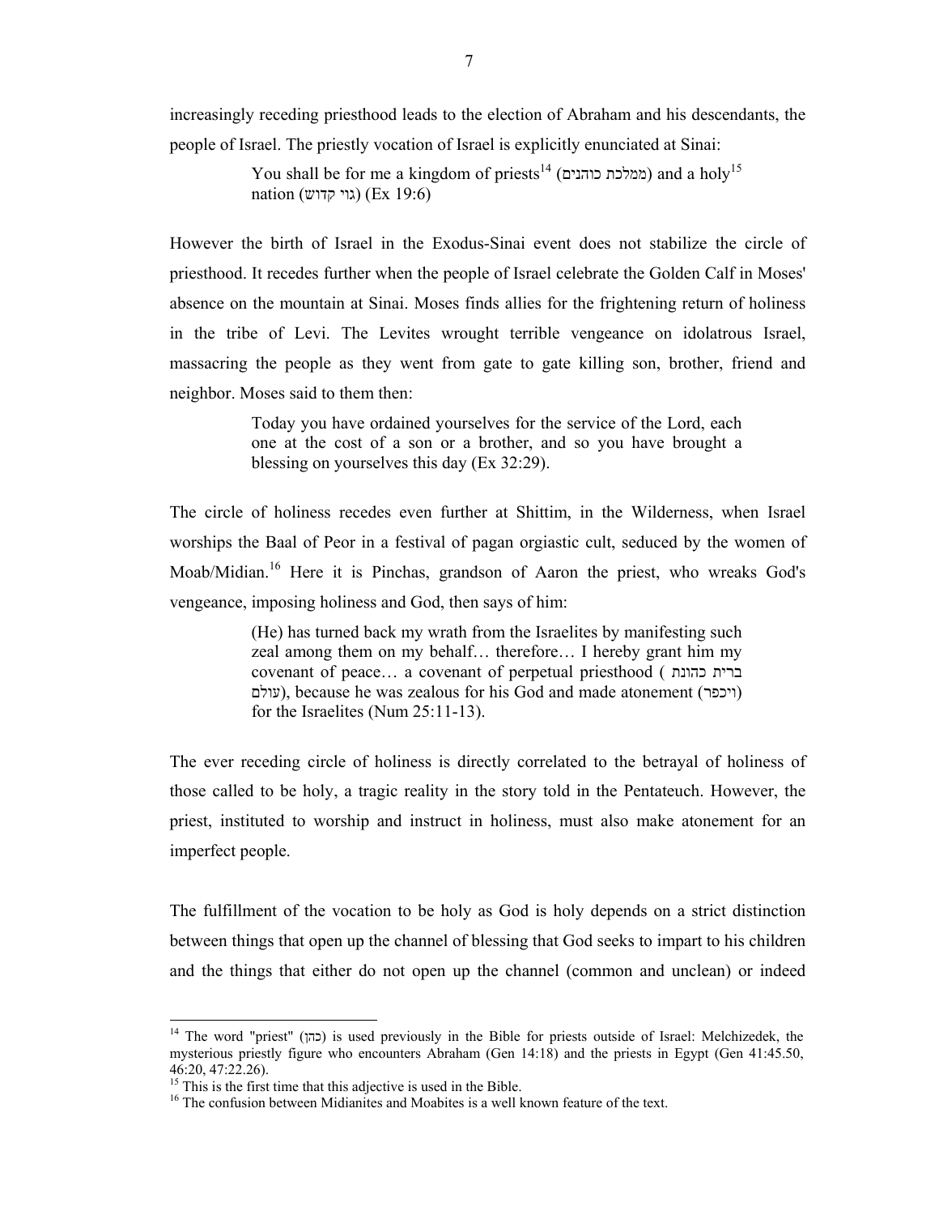increasingly receding priesthood leads to the election of Abraham and his descendants, the people of Israel. The priestly vocation of Israel is explicitly enunciated at Sinai:

> You shall be for me a kingdom of priests[14] (ממלכת כוהנים) and a holy[15] nation (גוי קדוש) (Ex 19:6)

However the birth of Israel in the Exodus-Sinai event does not stabilize the circle of priesthood. It recedes further when the people of Israel celebrate the Golden Calf in Moses' absence on the mountain at Sinai. Moses finds allies for the frightening return of holiness in the tribe of Levi. The Levites wrought terrible vengeance on idolatrous Israel, massacring the people as they went from gate to gate killing son, brother, friend and neighbor. Moses said to them then:

> Today you have ordained yourselves for the service of the Lord, each one at the cost of a son or a brother, and so you have brought a blessing on yourselves this day (Ex 32:29).

The circle of holiness recedes even further at Shittim, in the Wilderness, when Israel worships the Baal of Peor in a festival of pagan orgiastic cult, seduced by the women of Moab/Midian.[16] Here it is Pinchas, grandson of Aaron the priest, who wreaks God's vengeance, imposing holiness and God, then says of him:

> (He) has turned back my wrath from the Israelites by manifesting such zeal among them on my behalf… therefore… I hereby grant him my covenant of peace… a covenant of perpetual priesthood (ברית כהונת עולם), because he was zealous for his God and made atonement (ויכפר) for the Israelites (Num 25:11-13).

The ever receding circle of holiness is directly correlated to the betrayal of holiness of those called to be holy, a tragic reality in the story told in the Pentateuch. However, the priest, instituted to worship and instruct in holiness, must also make atonement for an imperfect people.

The fulfillment of the vocation to be holy as God is holy depends on a strict distinction between things that open up the channel of blessing that God seeks to impart to his children and the things that either do not open up the channel (common and unclean) or indeed

---

[14] The word "priest" (כהן) is used previously in the Bible for priests outside of Israel: Melchizedek, the mysterious priestly figure who encounters Abraham (Gen 14:18) and the priests in Egypt (Gen 41:45.50, 46:20, 47:22.26).

[15] This is the first time that this adjective is used in the Bible.

[16] The confusion between Midianites and Moabites is a well known feature of the text.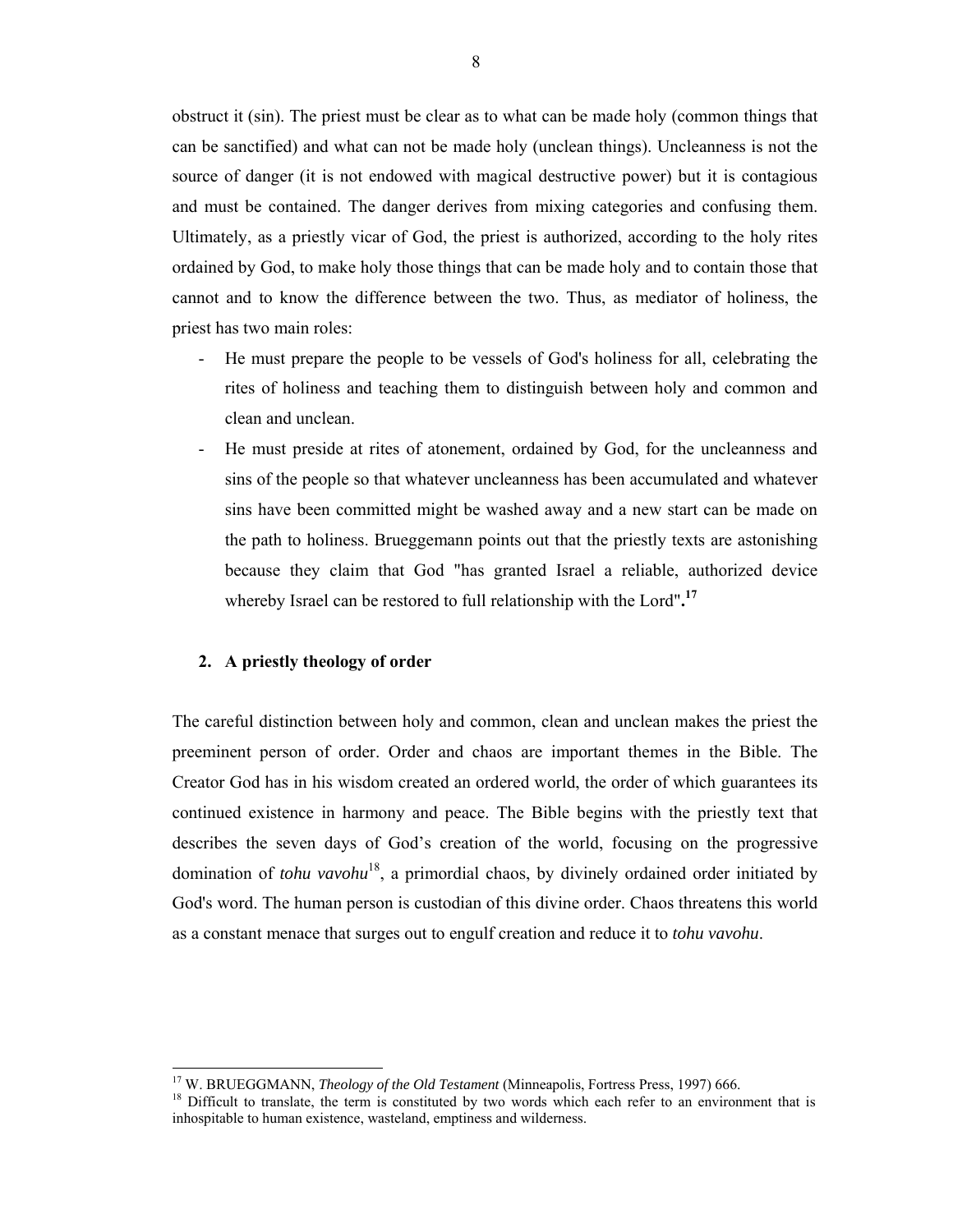obstruct it (sin). The priest must be clear as to what can be made holy (common things that can be sanctified) and what can not be made holy (unclean things). Uncleanness is not the source of danger (it is not endowed with magical destructive power) but it is contagious and must be contained. The danger derives from mixing categories and confusing them. Ultimately, as a priestly vicar of God, the priest is authorized, according to the holy rites ordained by God, to make holy those things that can be made holy and to contain those that cannot and to know the difference between the two. Thus, as mediator of holiness, the priest has two main roles:

- He must prepare the people to be vessels of God's holiness for all, celebrating the rites of holiness and teaching them to distinguish between holy and common and clean and unclean.
- He must preside at rites of atonement, ordained by God, for the uncleanness and sins of the people so that whatever uncleanness has been accumulated and whatever sins have been committed might be washed away and a new start can be made on the path to holiness. Brueggemann points out that the priestly texts are astonishing because they claim that God "has granted Israel a reliable, authorized device whereby Israel can be restored to full relationship with the Lord".[17]

## 2. A priestly theology of order

The careful distinction between holy and common, clean and unclean makes the priest the preeminent person of order. Order and chaos are important themes in the Bible. The Creator God has in his wisdom created an ordered world, the order of which guarantees its continued existence in harmony and peace. The Bible begins with the priestly text that describes the seven days of God's creation of the world, focusing on the progressive domination of *tohu vavohu*[18], a primordial chaos, by divinely ordained order initiated by God's word. The human person is custodian of this divine order. Chaos threatens this world as a constant menace that surges out to engulf creation and reduce it to *tohu vavohu*.

---

[17] W. BRUEGGMANN, *Theology of the Old Testament* (Minneapolis, Fortress Press, 1997) 666.

[18] Difficult to translate, the term is constituted by two words which each refer to an environment that is inhospitable to human existence, wasteland, emptiness and wilderness.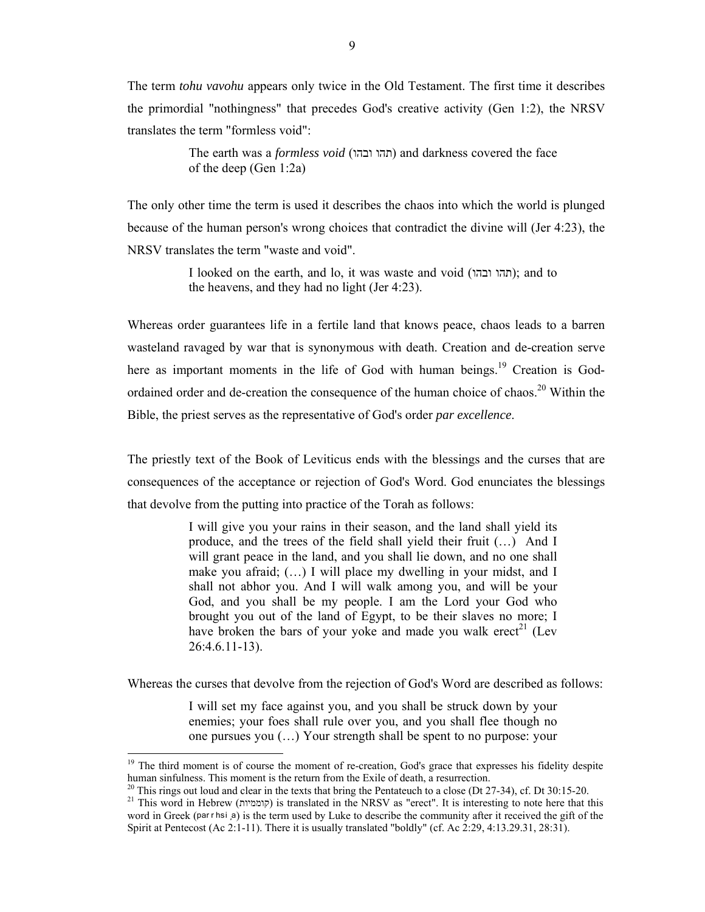The term *tohu vavohu* appears only twice in the Old Testament. The first time it describes the primordial "nothingness" that precedes God's creative activity (Gen 1:2), the NRSV translates the term "formless void":

> The earth was a *formless void* (תהו ובהו) and darkness covered the face of the deep (Gen 1:2a)

The only other time the term is used it describes the chaos into which the world is plunged because of the human person's wrong choices that contradict the divine will (Jer 4:23), the NRSV translates the term "waste and void".

> I looked on the earth, and lo, it was waste and void (תהו ובהו); and to the heavens, and they had no light (Jer 4:23).

Whereas order guarantees life in a fertile land that knows peace, chaos leads to a barren wasteland ravaged by war that is synonymous with death. Creation and de-creation serve here as important moments in the life of God with human beings.[19] Creation is God-ordained order and de-creation the consequence of the human choice of chaos.[20] Within the Bible, the priest serves as the representative of God's order *par excellence*.

The priestly text of the Book of Leviticus ends with the blessings and the curses that are consequences of the acceptance or rejection of God's Word. God enunciates the blessings that devolve from the putting into practice of the Torah as follows:

> I will give you your rains in their season, and the land shall yield its produce, and the trees of the field shall yield their fruit (…) And I will grant peace in the land, and you shall lie down, and no one shall make you afraid; (…) I will place my dwelling in your midst, and I shall not abhor you. And I will walk among you, and will be your God, and you shall be my people. I am the Lord your God who brought you out of the land of Egypt, to be their slaves no more; I have broken the bars of your yoke and made you walk erect[21] (Lev 26:4.6.11-13).

Whereas the curses that devolve from the rejection of God's Word are described as follows:

> I will set my face against you, and you shall be struck down by your enemies; your foes shall rule over you, and you shall flee though no one pursues you (…) Your strength shall be spent to no purpose: your

---

[19] The third moment is of course the moment of re-creation, God's grace that expresses his fidelity despite human sinfulness. This moment is the return from the Exile of death, a resurrection.

[20] This rings out loud and clear in the texts that bring the Pentateuch to a close (Dt 27-34), cf. Dt 30:15-20.

[21] This word in Hebrew (קוממיות) is translated in the NRSV as "erect". It is interesting to note here that this word in Greek (παρρησία) is the term used by Luke to describe the community after it received the gift of the Spirit at Pentecost (Ac 2:1-11). There it is usually translated "boldly" (cf. Ac 2:29, 4:13.29.31, 28:31).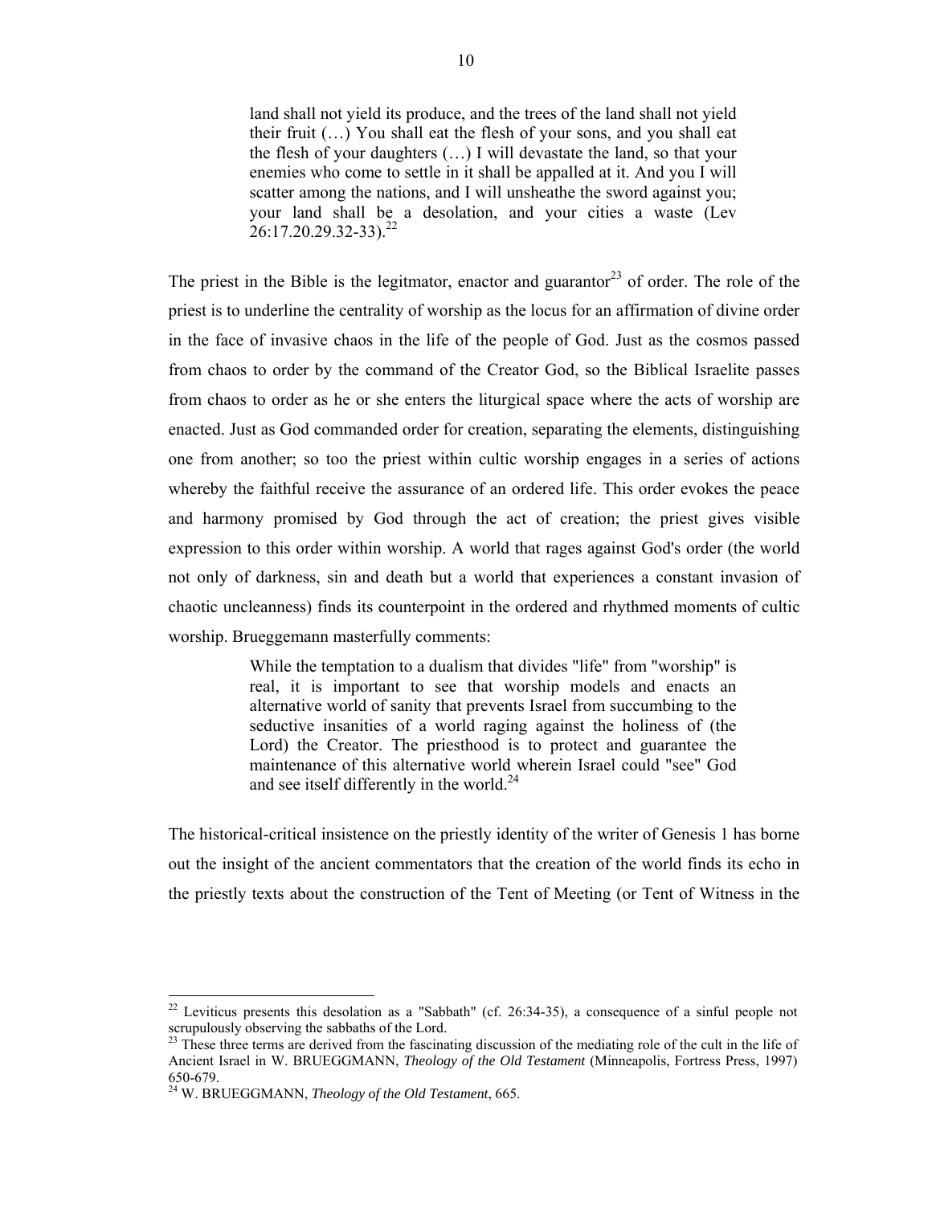> land shall not yield its produce, and the trees of the land shall not yield their fruit (…) You shall eat the flesh of your sons, and you shall eat the flesh of your daughters (…) I will devastate the land, so that your enemies who come to settle in it shall be appalled at it. And you I will scatter among the nations, and I will unsheathe the sword against you; your land shall be a desolation, and your cities a waste (Lev 26:17.20.29.32-33).[22]

The priest in the Bible is the legitmator, enactor and guarantor[23] of order. The role of the priest is to underline the centrality of worship as the locus for an affirmation of divine order in the face of invasive chaos in the life of the people of God. Just as the cosmos passed from chaos to order by the command of the Creator God, so the Biblical Israelite passes from chaos to order as he or she enters the liturgical space where the acts of worship are enacted. Just as God commanded order for creation, separating the elements, distinguishing one from another; so too the priest within cultic worship engages in a series of actions whereby the faithful receive the assurance of an ordered life. This order evokes the peace and harmony promised by God through the act of creation; the priest gives visible expression to this order within worship. A world that rages against God's order (the world not only of darkness, sin and death but a world that experiences a constant invasion of chaotic uncleanness) finds its counterpoint in the ordered and rhythmed moments of cultic worship. Brueggemann masterfully comments:

> While the temptation to a dualism that divides "life" from "worship" is real, it is important to see that worship models and enacts an alternative world of sanity that prevents Israel from succumbing to the seductive insanities of a world raging against the holiness of (the Lord) the Creator. The priesthood is to protect and guarantee the maintenance of this alternative world wherein Israel could "see" God and see itself differently in the world.[24]

The historical-critical insistence on the priestly identity of the writer of Genesis 1 has borne out the insight of the ancient commentators that the creation of the world finds its echo in the priestly texts about the construction of the Tent of Meeting (or Tent of Witness in the

---

[22] Leviticus presents this desolation as a "Sabbath" (cf. 26:34-35), a consequence of a sinful people not scrupulously observing the sabbaths of the Lord.

[23] These three terms are derived from the fascinating discussion of the mediating role of the cult in the life of Ancient Israel in W. BRUEGGMANN, *Theology of the Old Testament* (Minneapolis, Fortress Press, 1997) 650-679.

[24] W. BRUEGGMANN, *Theology of the Old Testament*, 665.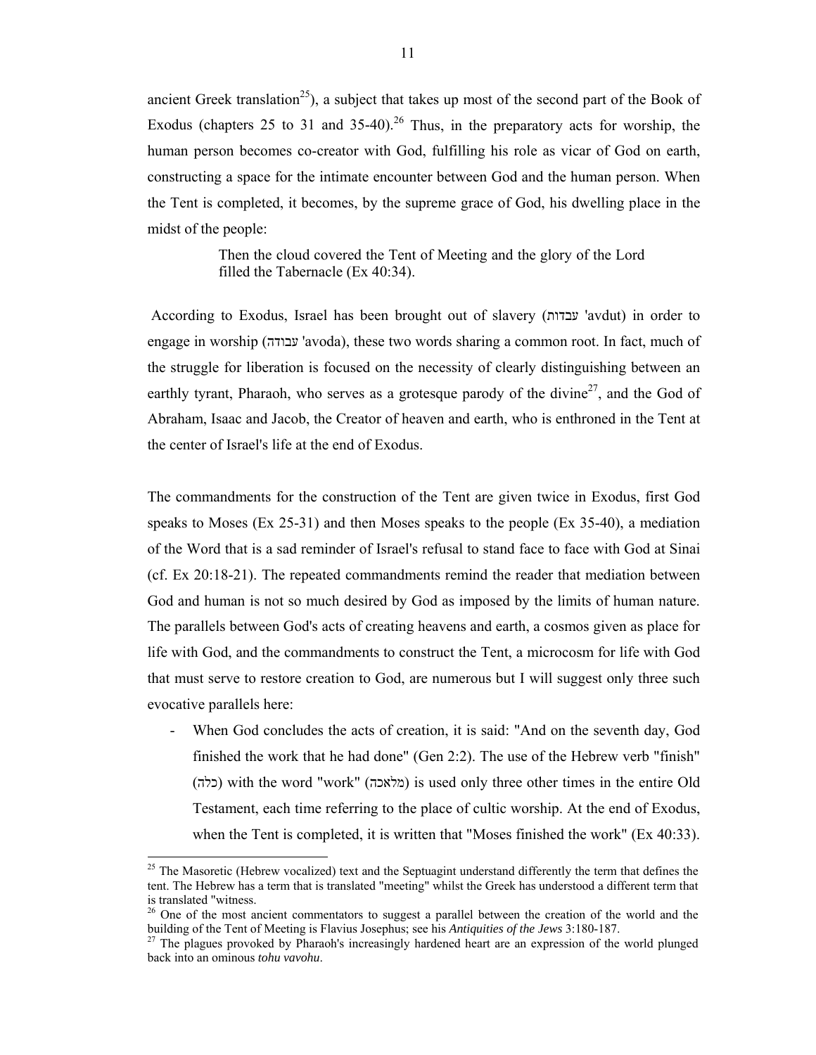ancient Greek translation[25]), a subject that takes up most of the second part of the Book of Exodus (chapters 25 to 31 and 35-40).[26] Thus, in the preparatory acts for worship, the human person becomes co-creator with God, fulfilling his role as vicar of God on earth, constructing a space for the intimate encounter between God and the human person. When the Tent is completed, it becomes, by the supreme grace of God, his dwelling place in the midst of the people:

> Then the cloud covered the Tent of Meeting and the glory of the Lord filled the Tabernacle (Ex 40:34).

According to Exodus, Israel has been brought out of slavery (עבדות 'avdut) in order to engage in worship (עבודה 'avoda), these two words sharing a common root. In fact, much of the struggle for liberation is focused on the necessity of clearly distinguishing between an earthly tyrant, Pharaoh, who serves as a grotesque parody of the divine[27], and the God of Abraham, Isaac and Jacob, the Creator of heaven and earth, who is enthroned in the Tent at the center of Israel's life at the end of Exodus.

The commandments for the construction of the Tent are given twice in Exodus, first God speaks to Moses (Ex 25-31) and then Moses speaks to the people (Ex 35-40), a mediation of the Word that is a sad reminder of Israel's refusal to stand face to face with God at Sinai (cf. Ex 20:18-21). The repeated commandments remind the reader that mediation between God and human is not so much desired by God as imposed by the limits of human nature. The parallels between God's acts of creating heavens and earth, a cosmos given as place for life with God, and the commandments to construct the Tent, a microcosm for life with God that must serve to restore creation to God, are numerous but I will suggest only three such evocative parallels here:

- When God concludes the acts of creation, it is said: "And on the seventh day, God finished the work that he had done" (Gen 2:2). The use of the Hebrew verb "finish" (כלה) with the word "work" (מלאכה) is used only three other times in the entire Old Testament, each time referring to the place of cultic worship. At the end of Exodus, when the Tent is completed, it is written that "Moses finished the work" (Ex 40:33).

---

[25] The Masoretic (Hebrew vocalized) text and the Septuagint understand differently the term that defines the tent. The Hebrew has a term that is translated "meeting" whilst the Greek has understood a different term that is translated "witness.

[26] One of the most ancient commentators to suggest a parallel between the creation of the world and the building of the Tent of Meeting is Flavius Josephus; see his *Antiquities of the Jews* 3:180-187.

[27] The plagues provoked by Pharaoh's increasingly hardened heart are an expression of the world plunged back into an ominous *tohu vavohu*.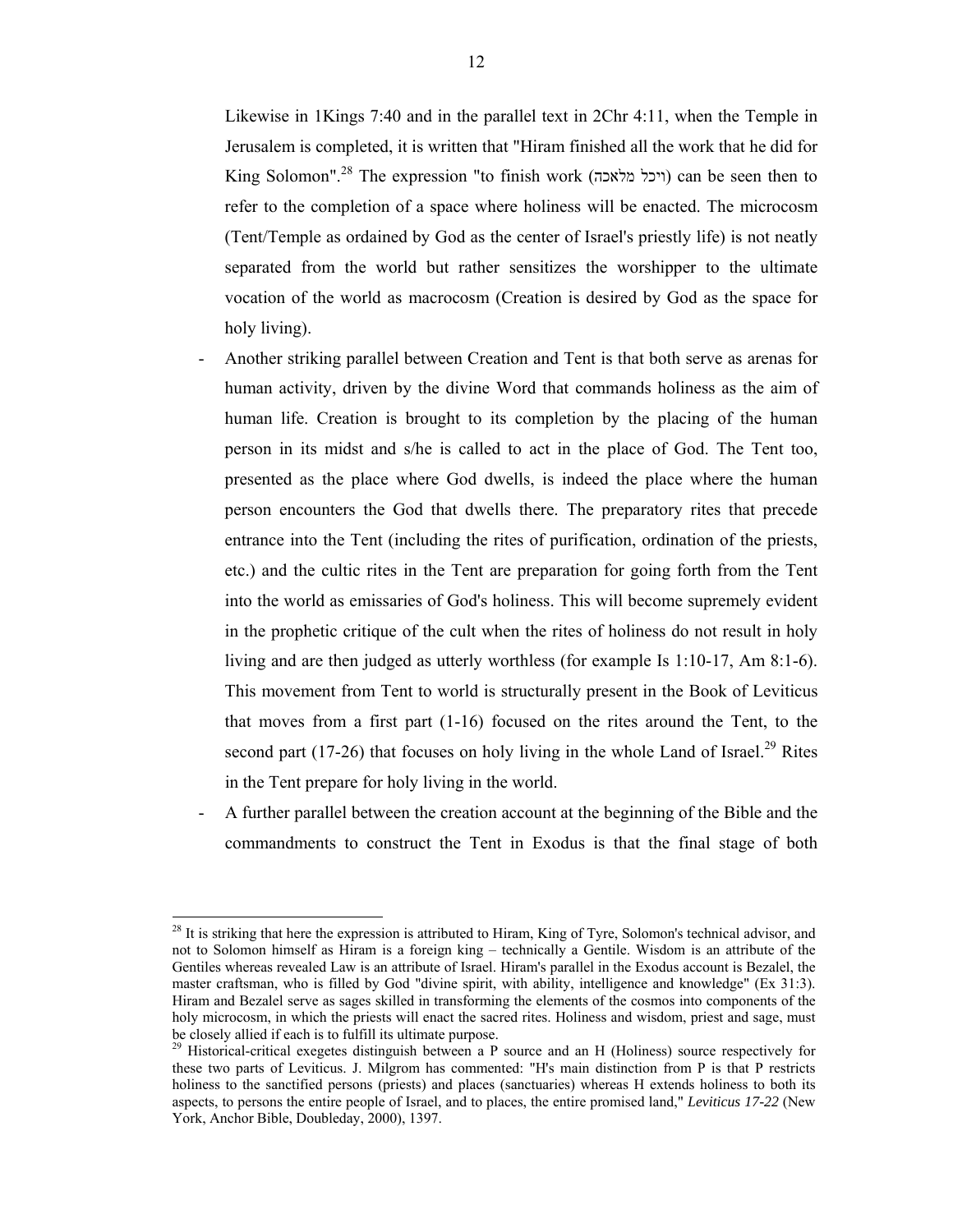Likewise in 1Kings 7:40 and in the parallel text in 2Chr 4:11, when the Temple in Jerusalem is completed, it is written that "Hiram finished all the work that he did for King Solomon".[28] The expression "to finish work (ויכל מלאכה) can be seen then to refer to the completion of a space where holiness will be enacted. The microcosm (Tent/Temple as ordained by God as the center of Israel's priestly life) is not neatly separated from the world but rather sensitizes the worshipper to the ultimate vocation of the world as macrocosm (Creation is desired by God as the space for holy living).

- Another striking parallel between Creation and Tent is that both serve as arenas for human activity, driven by the divine Word that commands holiness as the aim of human life. Creation is brought to its completion by the placing of the human person in its midst and s/he is called to act in the place of God. The Tent too, presented as the place where God dwells, is indeed the place where the human person encounters the God that dwells there. The preparatory rites that precede entrance into the Tent (including the rites of purification, ordination of the priests, etc.) and the cultic rites in the Tent are preparation for going forth from the Tent into the world as emissaries of God's holiness. This will become supremely evident in the prophetic critique of the cult when the rites of holiness do not result in holy living and are then judged as utterly worthless (for example Is 1:10-17, Am 8:1-6). This movement from Tent to world is structurally present in the Book of Leviticus that moves from a first part (1-16) focused on the rites around the Tent, to the second part (17-26) that focuses on holy living in the whole Land of Israel.[29] Rites in the Tent prepare for holy living in the world.
- A further parallel between the creation account at the beginning of the Bible and the commandments to construct the Tent in Exodus is that the final stage of both

---

[28] It is striking that here the expression is attributed to Hiram, King of Tyre, Solomon's technical advisor, and not to Solomon himself as Hiram is a foreign king – technically a Gentile. Wisdom is an attribute of the Gentiles whereas revealed Law is an attribute of Israel. Hiram's parallel in the Exodus account is Bezalel, the master craftsman, who is filled by God "divine spirit, with ability, intelligence and knowledge" (Ex 31:3). Hiram and Bezalel serve as sages skilled in transforming the elements of the cosmos into components of the holy microcosm, in which the priests will enact the sacred rites. Holiness and wisdom, priest and sage, must be closely allied if each is to fulfill its ultimate purpose.

[29] Historical-critical exegetes distinguish between a P source and an H (Holiness) source respectively for these two parts of Leviticus. J. Milgrom has commented: "H's main distinction from P is that P restricts holiness to the sanctified persons (priests) and places (sanctuaries) whereas H extends holiness to both its aspects, to persons the entire people of Israel, and to places, the entire promised land," *Leviticus 17-22* (New York, Anchor Bible, Doubleday, 2000), 1397.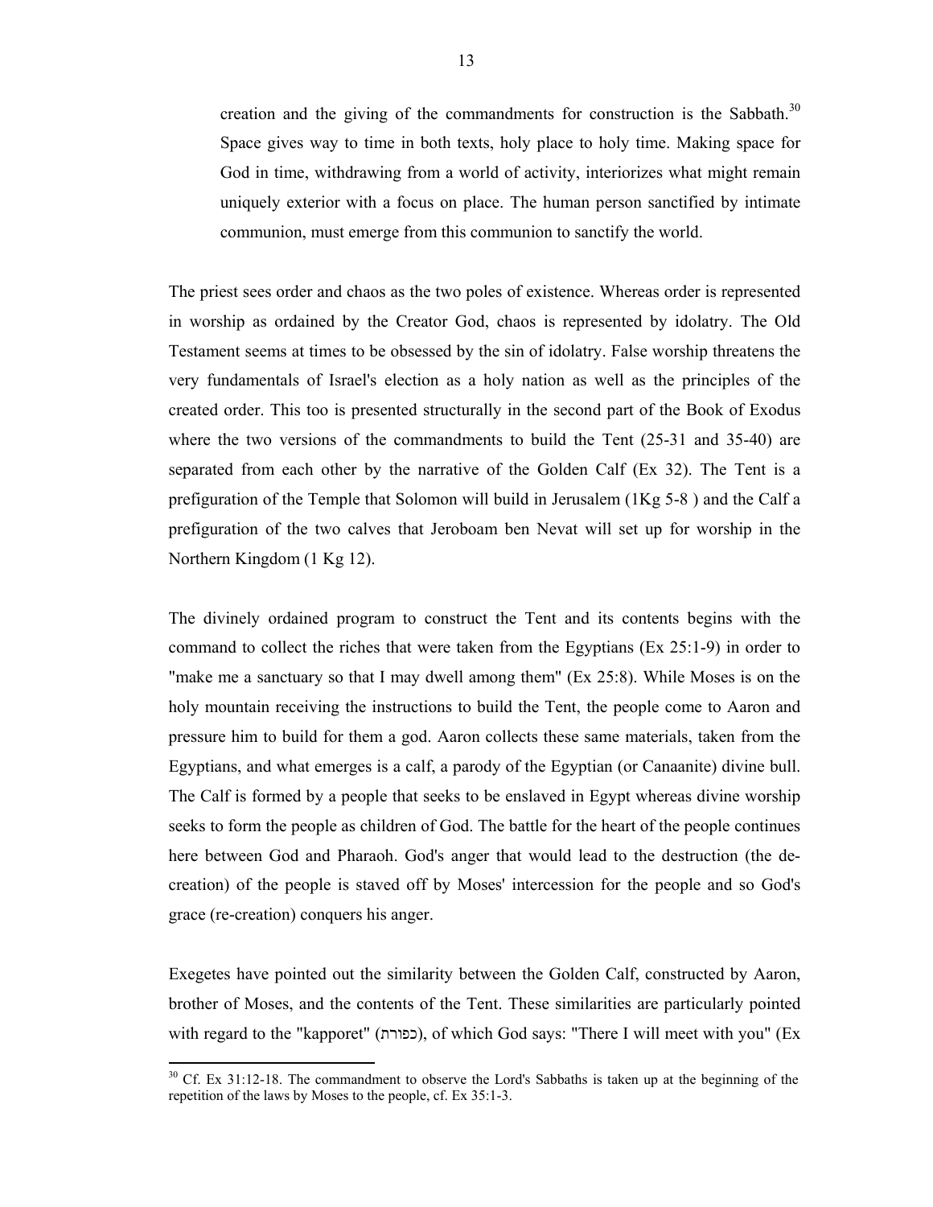> creation and the giving of the commandments for construction is the Sabbath.[30] Space gives way to time in both texts, holy place to holy time. Making space for God in time, withdrawing from a world of activity, interiorizes what might remain uniquely exterior with a focus on place. The human person sanctified by intimate communion, must emerge from this communion to sanctify the world.

The priest sees order and chaos as the two poles of existence. Whereas order is represented in worship as ordained by the Creator God, chaos is represented by idolatry. The Old Testament seems at times to be obsessed by the sin of idolatry. False worship threatens the very fundamentals of Israel's election as a holy nation as well as the principles of the created order. This too is presented structurally in the second part of the Book of Exodus where the two versions of the commandments to build the Tent (25-31 and 35-40) are separated from each other by the narrative of the Golden Calf (Ex 32). The Tent is a prefiguration of the Temple that Solomon will build in Jerusalem (1Kg 5-8 ) and the Calf a prefiguration of the two calves that Jeroboam ben Nevat will set up for worship in the Northern Kingdom (1 Kg 12).

The divinely ordained program to construct the Tent and its contents begins with the command to collect the riches that were taken from the Egyptians (Ex 25:1-9) in order to "make me a sanctuary so that I may dwell among them" (Ex 25:8). While Moses is on the holy mountain receiving the instructions to build the Tent, the people come to Aaron and pressure him to build for them a god. Aaron collects these same materials, taken from the Egyptians, and what emerges is a calf, a parody of the Egyptian (or Canaanite) divine bull. The Calf is formed by a people that seeks to be enslaved in Egypt whereas divine worship seeks to form the people as children of God. The battle for the heart of the people continues here between God and Pharaoh. God's anger that would lead to the destruction (the de-creation) of the people is staved off by Moses' intercession for the people and so God's grace (re-creation) conquers his anger.

Exegetes have pointed out the similarity between the Golden Calf, constructed by Aaron, brother of Moses, and the contents of the Tent. These similarities are particularly pointed with regard to the "kapporet" (כפורת), of which God says: "There I will meet with you" (Ex

---

[30] Cf. Ex 31:12-18. The commandment to observe the Lord's Sabbaths is taken up at the beginning of the repetition of the laws by Moses to the people, cf. Ex 35:1-3.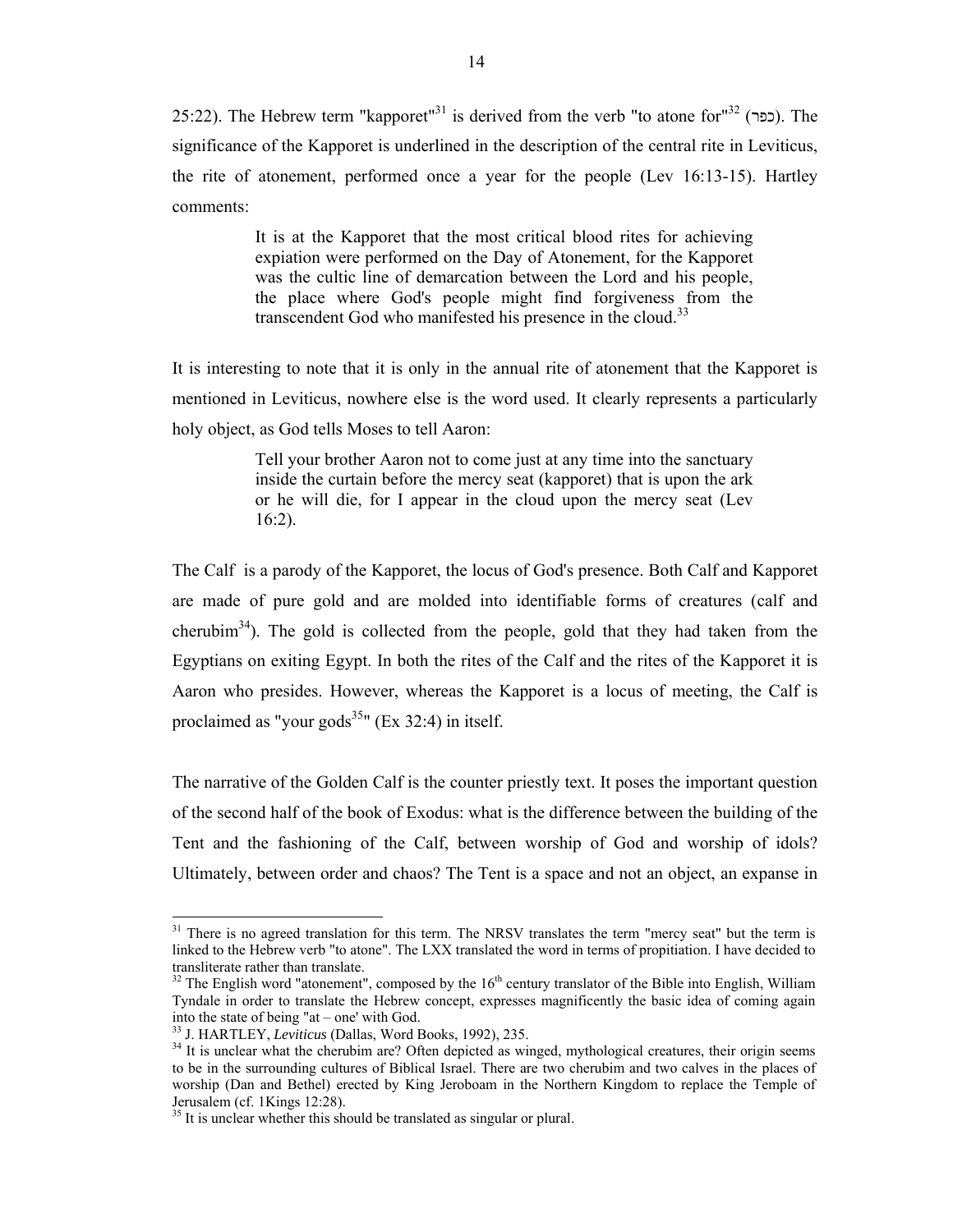25:22). The Hebrew term "kapporet"[31] is derived from the verb "to atone for"[32] (כפר). The significance of the Kapporet is underlined in the description of the central rite in Leviticus, the rite of atonement, performed once a year for the people (Lev 16:13-15). Hartley comments:

> It is at the Kapporet that the most critical blood rites for achieving expiation were performed on the Day of Atonement, for the Kapporet was the cultic line of demarcation between the Lord and his people, the place where God's people might find forgiveness from the transcendent God who manifested his presence in the cloud.[33]

It is interesting to note that it is only in the annual rite of atonement that the Kapporet is mentioned in Leviticus, nowhere else is the word used. It clearly represents a particularly holy object, as God tells Moses to tell Aaron:

> Tell your brother Aaron not to come just at any time into the sanctuary inside the curtain before the mercy seat (kapporet) that is upon the ark or he will die, for I appear in the cloud upon the mercy seat (Lev 16:2).

The Calf is a parody of the Kapporet, the locus of God's presence. Both Calf and Kapporet are made of pure gold and are molded into identifiable forms of creatures (calf and cherubim[34]). The gold is collected from the people, gold that they had taken from the Egyptians on exiting Egypt. In both the rites of the Calf and the rites of the Kapporet it is Aaron who presides. However, whereas the Kapporet is a locus of meeting, the Calf is proclaimed as "your gods[35]" (Ex 32:4) in itself.

The narrative of the Golden Calf is the counter priestly text. It poses the important question of the second half of the book of Exodus: what is the difference between the building of the Tent and the fashioning of the Calf, between worship of God and worship of idols? Ultimately, between order and chaos? The Tent is a space and not an object, an expanse in

---

[31] There is no agreed translation for this term. The NRSV translates the term "mercy seat" but the term is linked to the Hebrew verb "to atone". The LXX translated the word in terms of propitiation. I have decided to transliterate rather than translate.

[32] The English word "atonement", composed by the 16th century translator of the Bible into English, William Tyndale in order to translate the Hebrew concept, expresses magnificently the basic idea of coming again into the state of being "at – one' with God.

[33] J. HARTLEY, *Leviticus* (Dallas, Word Books, 1992), 235.

[34] It is unclear what the cherubim are? Often depicted as winged, mythological creatures, their origin seems to be in the surrounding cultures of Biblical Israel. There are two cherubim and two calves in the places of worship (Dan and Bethel) erected by King Jeroboam in the Northern Kingdom to replace the Temple of Jerusalem (cf. 1Kings 12:28).

[35] It is unclear whether this should be translated as singular or plural.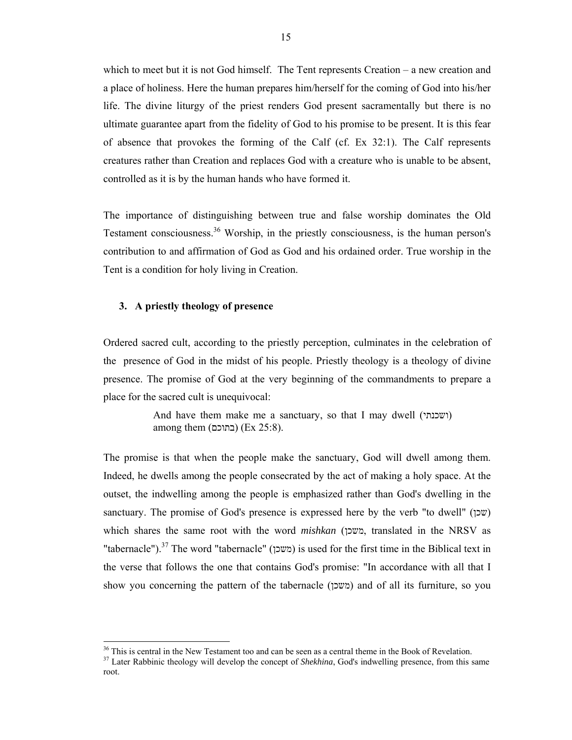which to meet but it is not God himself. The Tent represents Creation – a new creation and a place of holiness. Here the human prepares him/herself for the coming of God into his/her life. The divine liturgy of the priest renders God present sacramentally but there is no ultimate guarantee apart from the fidelity of God to his promise to be present. It is this fear of absence that provokes the forming of the Calf (cf. Ex 32:1). The Calf represents creatures rather than Creation and replaces God with a creature who is unable to be absent, controlled as it is by the human hands who have formed it.

The importance of distinguishing between true and false worship dominates the Old Testament consciousness.[36] Worship, in the priestly consciousness, is the human person's contribution to and affirmation of God as God and his ordained order. True worship in the Tent is a condition for holy living in Creation.

### 3. A priestly theology of presence

Ordered sacred cult, according to the priestly perception, culminates in the celebration of the presence of God in the midst of his people. Priestly theology is a theology of divine presence. The promise of God at the very beginning of the commandments to prepare a place for the sacred cult is unequivocal:

> And have them make me a sanctuary, so that I may dwell (ושכנתי) among them (בתוכם) (Ex 25:8).

The promise is that when the people make the sanctuary, God will dwell among them. Indeed, he dwells among the people consecrated by the act of making a holy space. At the outset, the indwelling among the people is emphasized rather than God's dwelling in the sanctuary. The promise of God's presence is expressed here by the verb "to dwell" (שכן) which shares the same root with the word *mishkan* (משכן, translated in the NRSV as "tabernacle").[37] The word "tabernacle" (משכן) is used for the first time in the Biblical text in the verse that follows the one that contains God's promise: "In accordance with all that I show you concerning the pattern of the tabernacle (משכן) and of all its furniture, so you

---

[36] This is central in the New Testament too and can be seen as a central theme in the Book of Revelation.

[37] Later Rabbinic theology will develop the concept of *Shekhina*, God's indwelling presence, from this same root.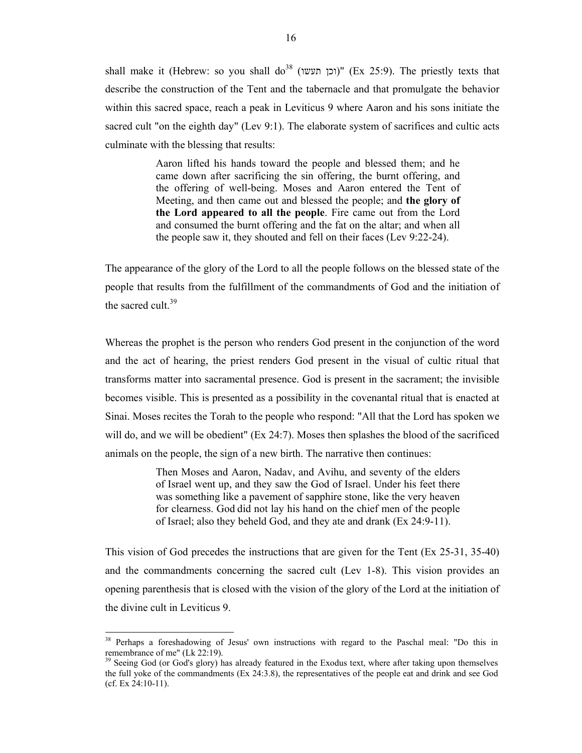shall make it (Hebrew: so you shall do[38] (וכן תעשו)" (Ex 25:9). The priestly texts that describe the construction of the Tent and the tabernacle and that promulgate the behavior within this sacred space, reach a peak in Leviticus 9 where Aaron and his sons initiate the sacred cult "on the eighth day" (Lev 9:1). The elaborate system of sacrifices and cultic acts culminate with the blessing that results:

> Aaron lifted his hands toward the people and blessed them; and he came down after sacrificing the sin offering, the burnt offering, and the offering of well-being. Moses and Aaron entered the Tent of Meeting, and then came out and blessed the people; and **the glory of the Lord appeared to all the people**. Fire came out from the Lord and consumed the burnt offering and the fat on the altar; and when all the people saw it, they shouted and fell on their faces (Lev 9:22-24).

The appearance of the glory of the Lord to all the people follows on the blessed state of the people that results from the fulfillment of the commandments of God and the initiation of the sacred cult.[39]

Whereas the prophet is the person who renders God present in the conjunction of the word and the act of hearing, the priest renders God present in the visual of cultic ritual that transforms matter into sacramental presence. God is present in the sacrament; the invisible becomes visible. This is presented as a possibility in the covenantal ritual that is enacted at Sinai. Moses recites the Torah to the people who respond: "All that the Lord has spoken we will do, and we will be obedient" (Ex 24:7). Moses then splashes the blood of the sacrificed animals on the people, the sign of a new birth. The narrative then continues:

> Then Moses and Aaron, Nadav, and Avihu, and seventy of the elders of Israel went up, and they saw the God of Israel. Under his feet there was something like a pavement of sapphire stone, like the very heaven for clearness. God did not lay his hand on the chief men of the people of Israel; also they beheld God, and they ate and drank (Ex 24:9-11).

This vision of God precedes the instructions that are given for the Tent (Ex 25-31, 35-40) and the commandments concerning the sacred cult (Lev 1-8). This vision provides an opening parenthesis that is closed with the vision of the glory of the Lord at the initiation of the divine cult in Leviticus 9.

---

[38] Perhaps a foreshadowing of Jesus' own instructions with regard to the Paschal meal: "Do this in remembrance of me" (Lk 22:19).

[39] Seeing God (or God's glory) has already featured in the Exodus text, where after taking upon themselves the full yoke of the commandments (Ex 24:3.8), the representatives of the people eat and drink and see God (cf. Ex 24:10-11).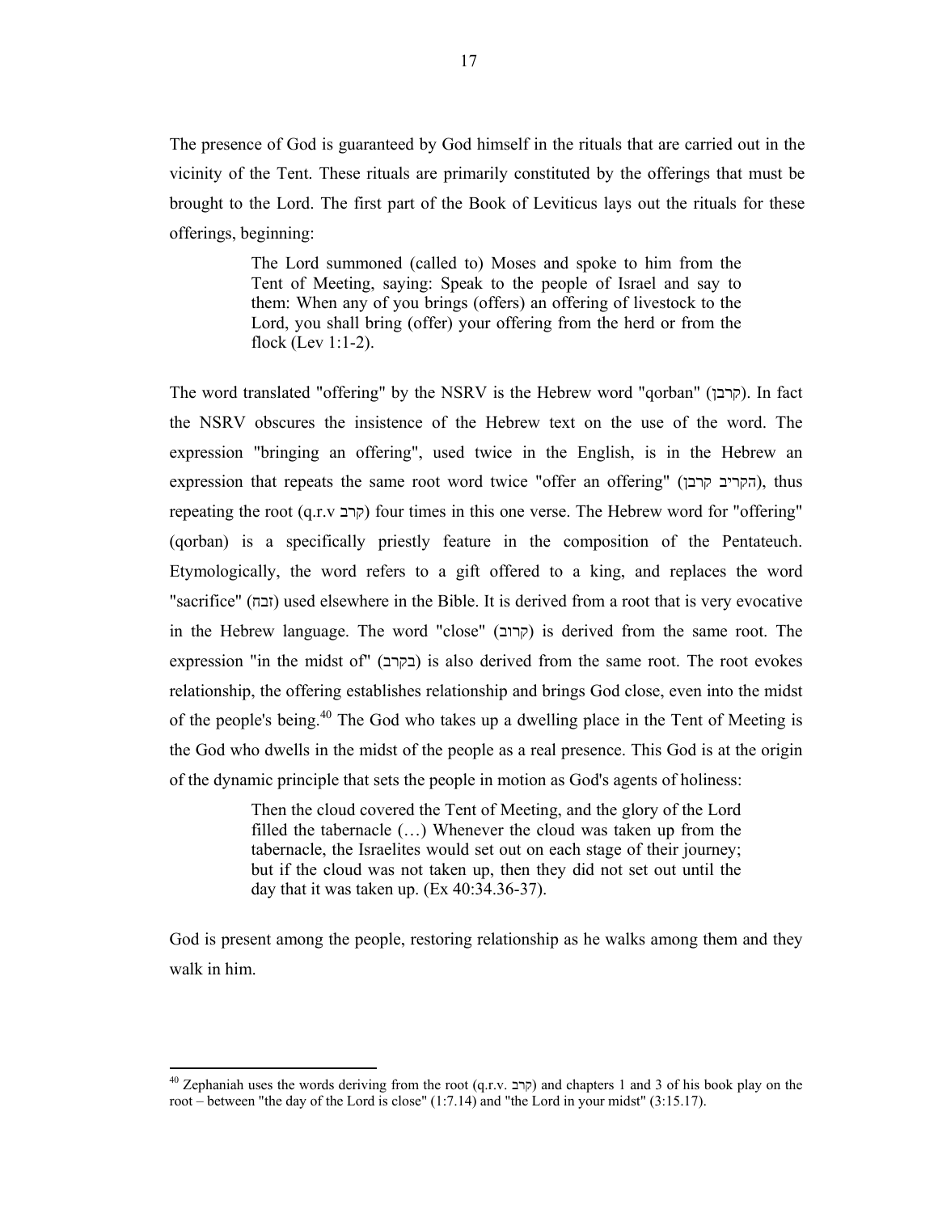The presence of God is guaranteed by God himself in the rituals that are carried out in the vicinity of the Tent. These rituals are primarily constituted by the offerings that must be brought to the Lord. The first part of the Book of Leviticus lays out the rituals for these offerings, beginning:

> The Lord summoned (called to) Moses and spoke to him from the Tent of Meeting, saying: Speak to the people of Israel and say to them: When any of you brings (offers) an offering of livestock to the Lord, you shall bring (offer) your offering from the herd or from the flock (Lev 1:1-2).

The word translated "offering" by the NSRV is the Hebrew word "qorban" (קרבן). In fact the NSRV obscures the insistence of the Hebrew text on the use of the word. The expression "bringing an offering", used twice in the English, is in the Hebrew an expression that repeats the same root word twice "offer an offering" (הקריב קרבן), thus repeating the root (q.r.v קרב) four times in this one verse. The Hebrew word for "offering" (qorban) is a specifically priestly feature in the composition of the Pentateuch. Etymologically, the word refers to a gift offered to a king, and replaces the word "sacrifice" (זבח) used elsewhere in the Bible. It is derived from a root that is very evocative in the Hebrew language. The word "close" (קרוב) is derived from the same root. The expression "in the midst of" (בקרב) is also derived from the same root. The root evokes relationship, the offering establishes relationship and brings God close, even into the midst of the people's being.[40] The God who takes up a dwelling place in the Tent of Meeting is the God who dwells in the midst of the people as a real presence. This God is at the origin of the dynamic principle that sets the people in motion as God's agents of holiness:

> Then the cloud covered the Tent of Meeting, and the glory of the Lord filled the tabernacle (…) Whenever the cloud was taken up from the tabernacle, the Israelites would set out on each stage of their journey; but if the cloud was not taken up, then they did not set out until the day that it was taken up. (Ex 40:34.36-37).

God is present among the people, restoring relationship as he walks among them and they walk in him.

---

[40] Zephaniah uses the words deriving from the root (q.r.v. קרב) and chapters 1 and 3 of his book play on the root – between "the day of the Lord is close" (1:7.14) and "the Lord in your midst" (3:15.17).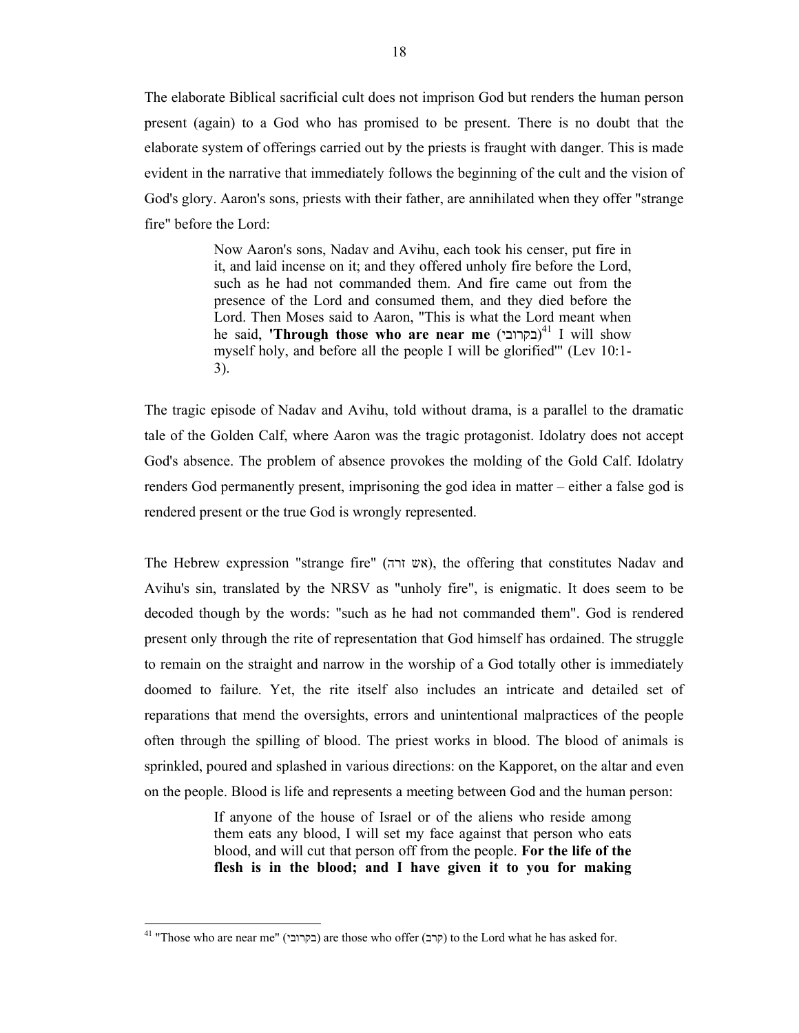The elaborate Biblical sacrificial cult does not imprison God but renders the human person present (again) to a God who has promised to be present. There is no doubt that the elaborate system of offerings carried out by the priests is fraught with danger. This is made evident in the narrative that immediately follows the beginning of the cult and the vision of God's glory. Aaron's sons, priests with their father, are annihilated when they offer "strange fire" before the Lord:

> Now Aaron's sons, Nadav and Avihu, each took his censer, put fire in it, and laid incense on it; and they offered unholy fire before the Lord, such as he had not commanded them. And fire came out from the presence of the Lord and consumed them, and they died before the Lord. Then Moses said to Aaron, "This is what the Lord meant when he said, **'Through those who are near me** (בקרובי)[41] I will show myself holy, and before all the people I will be glorified'" (Lev 10:1-3).

The tragic episode of Nadav and Avihu, told without drama, is a parallel to the dramatic tale of the Golden Calf, where Aaron was the tragic protagonist. Idolatry does not accept God's absence. The problem of absence provokes the molding of the Gold Calf. Idolatry renders God permanently present, imprisoning the god idea in matter – either a false god is rendered present or the true God is wrongly represented.

The Hebrew expression "strange fire" (אש זרה), the offering that constitutes Nadav and Avihu's sin, translated by the NRSV as "unholy fire", is enigmatic. It does seem to be decoded though by the words: "such as he had not commanded them". God is rendered present only through the rite of representation that God himself has ordained. The struggle to remain on the straight and narrow in the worship of a God totally other is immediately doomed to failure. Yet, the rite itself also includes an intricate and detailed set of reparations that mend the oversights, errors and unintentional malpractices of the people often through the spilling of blood. The priest works in blood. The blood of animals is sprinkled, poured and splashed in various directions: on the Kapporet, on the altar and even on the people. Blood is life and represents a meeting between God and the human person:

> If anyone of the house of Israel or of the aliens who reside among them eats any blood, I will set my face against that person who eats blood, and will cut that person off from the people. **For the life of the flesh is in the blood; and I have given it to you for making**

[41] "Those who are near me" (בקרובי) are those who offer (קרב) to the Lord what he has asked for.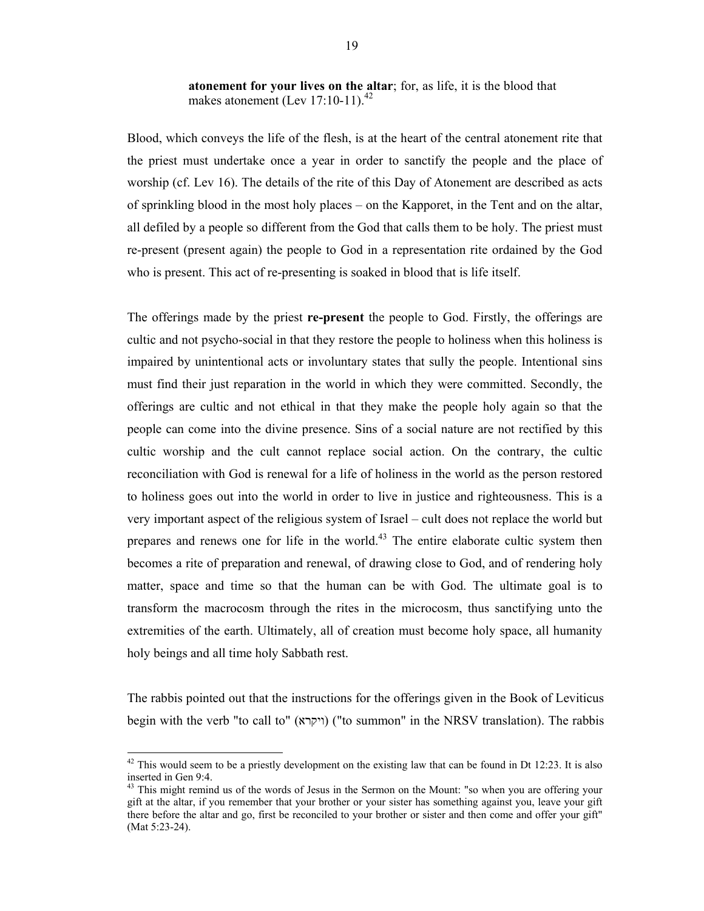> **atonement for your lives on the altar**; for, as life, it is the blood that makes atonement (Lev 17:10-11).[42]

Blood, which conveys the life of the flesh, is at the heart of the central atonement rite that the priest must undertake once a year in order to sanctify the people and the place of worship (cf. Lev 16). The details of the rite of this Day of Atonement are described as acts of sprinkling blood in the most holy places – on the Kapporet, in the Tent and on the altar, all defiled by a people so different from the God that calls them to be holy. The priest must re-present (present again) the people to God in a representation rite ordained by the God who is present. This act of re-presenting is soaked in blood that is life itself.

The offerings made by the priest **re-present** the people to God. Firstly, the offerings are cultic and not psycho-social in that they restore the people to holiness when this holiness is impaired by unintentional acts or involuntary states that sully the people. Intentional sins must find their just reparation in the world in which they were committed. Secondly, the offerings are cultic and not ethical in that they make the people holy again so that the people can come into the divine presence. Sins of a social nature are not rectified by this cultic worship and the cult cannot replace social action. On the contrary, the cultic reconciliation with God is renewal for a life of holiness in the world as the person restored to holiness goes out into the world in order to live in justice and righteousness. This is a very important aspect of the religious system of Israel – cult does not replace the world but prepares and renews one for life in the world.[43] The entire elaborate cultic system then becomes a rite of preparation and renewal, of drawing close to God, and of rendering holy matter, space and time so that the human can be with God. The ultimate goal is to transform the macrocosm through the rites in the microcosm, thus sanctifying unto the extremities of the earth. Ultimately, all of creation must become holy space, all humanity holy beings and all time holy Sabbath rest.

The rabbis pointed out that the instructions for the offerings given in the Book of Leviticus begin with the verb "to call to" (ויקרא) ("to summon" in the NRSV translation). The rabbis

---

[42] This would seem to be a priestly development on the existing law that can be found in Dt 12:23. It is also inserted in Gen 9:4.

[43] This might remind us of the words of Jesus in the Sermon on the Mount: "so when you are offering your gift at the altar, if you remember that your brother or your sister has something against you, leave your gift there before the altar and go, first be reconciled to your brother or sister and then come and offer your gift" (Mat 5:23-24).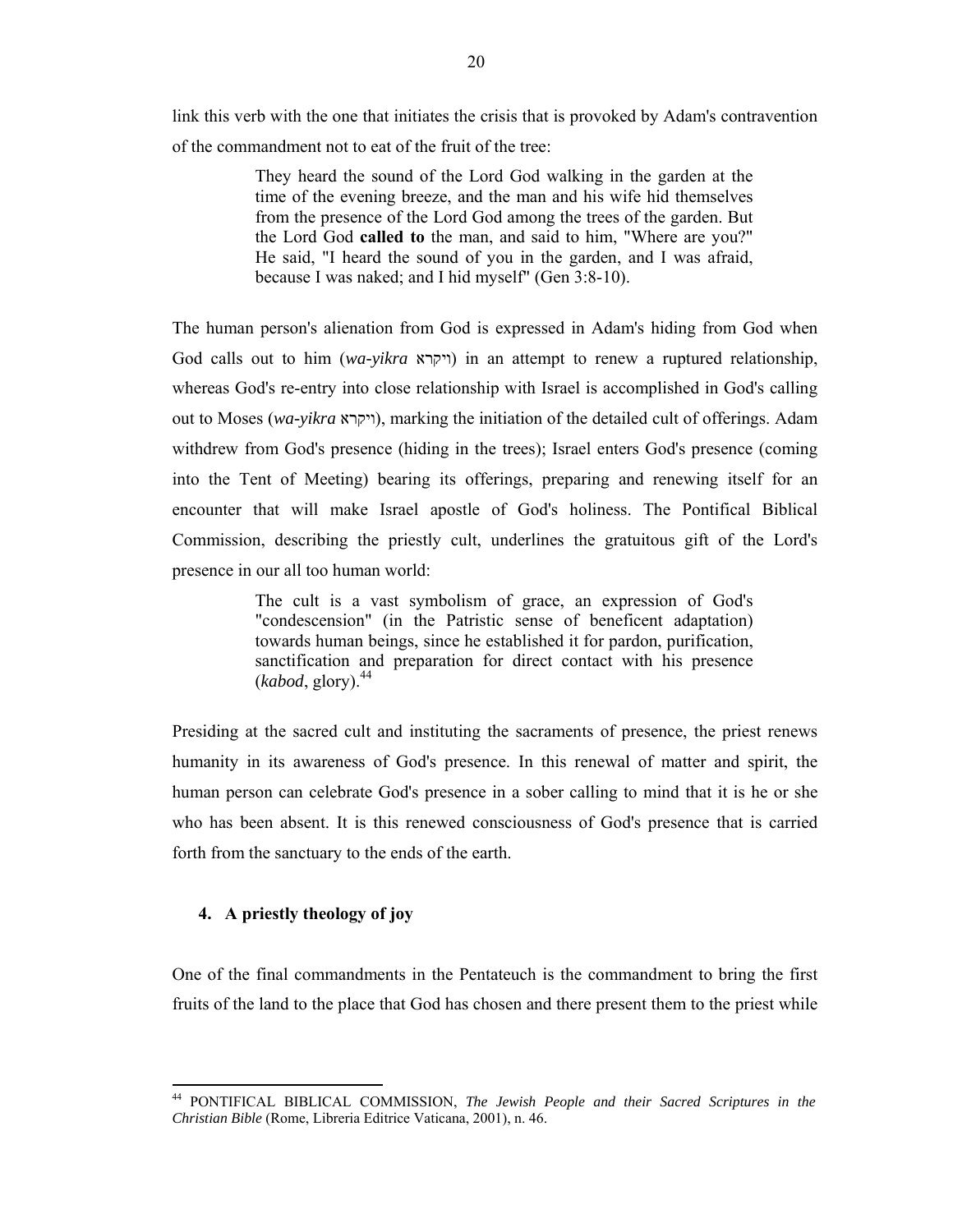link this verb with the one that initiates the crisis that is provoked by Adam's contravention of the commandment not to eat of the fruit of the tree:

> They heard the sound of the Lord God walking in the garden at the time of the evening breeze, and the man and his wife hid themselves from the presence of the Lord God among the trees of the garden. But the Lord God **called to** the man, and said to him, "Where are you?" He said, "I heard the sound of you in the garden, and I was afraid, because I was naked; and I hid myself" (Gen 3:8-10).

The human person's alienation from God is expressed in Adam's hiding from God when God calls out to him (*wa-yikra* ויקרא) in an attempt to renew a ruptured relationship, whereas God's re-entry into close relationship with Israel is accomplished in God's calling out to Moses (*wa-yikra* ויקרא), marking the initiation of the detailed cult of offerings. Adam withdrew from God's presence (hiding in the trees); Israel enters God's presence (coming into the Tent of Meeting) bearing its offerings, preparing and renewing itself for an encounter that will make Israel apostle of God's holiness. The Pontifical Biblical Commission, describing the priestly cult, underlines the gratuitous gift of the Lord's presence in our all too human world:

> The cult is a vast symbolism of grace, an expression of God's "condescension" (in the Patristic sense of beneficent adaptation) towards human beings, since he established it for pardon, purification, sanctification and preparation for direct contact with his presence (*kabod*, glory).[44]

Presiding at the sacred cult and instituting the sacraments of presence, the priest renews humanity in its awareness of God's presence. In this renewal of matter and spirit, the human person can celebrate God's presence in a sober calling to mind that it is he or she who has been absent. It is this renewed consciousness of God's presence that is carried forth from the sanctuary to the ends of the earth.

## 4. A priestly theology of joy

One of the final commandments in the Pentateuch is the commandment to bring the first fruits of the land to the place that God has chosen and there present them to the priest while

---

[44] PONTIFICAL BIBLICAL COMMISSION, *The Jewish People and their Sacred Scriptures in the Christian Bible* (Rome, Libreria Editrice Vaticana, 2001), n. 46.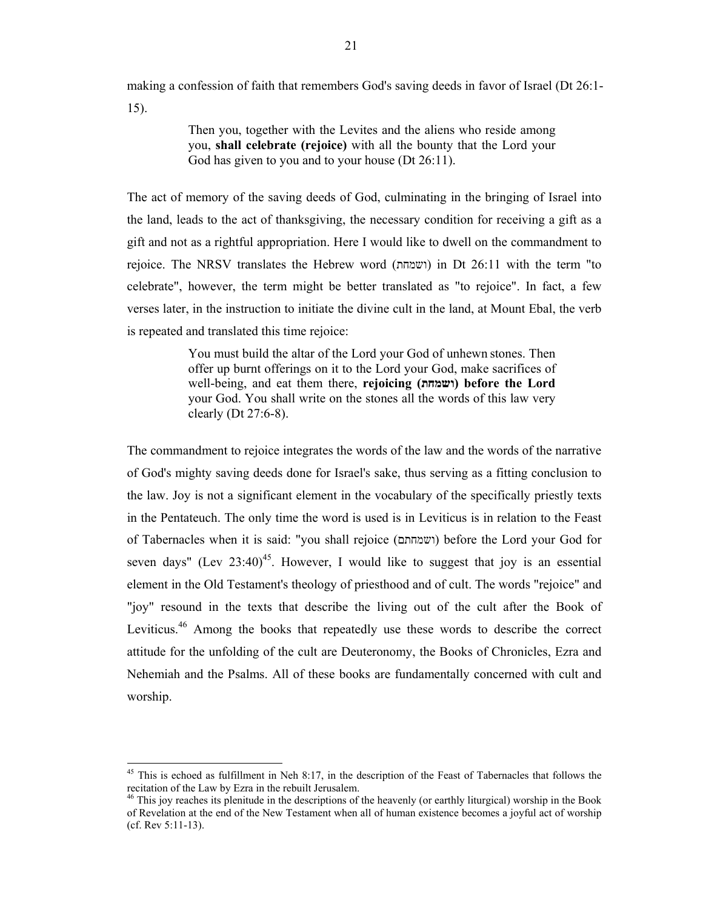making a confession of faith that remembers God's saving deeds in favor of Israel (Dt 26:1-15).

> Then you, together with the Levites and the aliens who reside among you, **shall celebrate (rejoice)** with all the bounty that the Lord your God has given to you and to your house (Dt 26:11).

The act of memory of the saving deeds of God, culminating in the bringing of Israel into the land, leads to the act of thanksgiving, the necessary condition for receiving a gift as a gift and not as a rightful appropriation. Here I would like to dwell on the commandment to rejoice. The NRSV translates the Hebrew word (ושמחת) in Dt 26:11 with the term "to celebrate", however, the term might be better translated as "to rejoice". In fact, a few verses later, in the instruction to initiate the divine cult in the land, at Mount Ebal, the verb is repeated and translated this time rejoice:

> You must build the altar of the Lord your God of unhewn stones. Then offer up burnt offerings on it to the Lord your God, make sacrifices of well-being, and eat them there, **rejoicing (ושמחת) before the Lord** your God. You shall write on the stones all the words of this law very clearly (Dt 27:6-8).

The commandment to rejoice integrates the words of the law and the words of the narrative of God's mighty saving deeds done for Israel's sake, thus serving as a fitting conclusion to the law. Joy is not a significant element in the vocabulary of the specifically priestly texts in the Pentateuch. The only time the word is used is in Leviticus is in relation to the Feast of Tabernacles when it is said: "you shall rejoice (ושמחתם) before the Lord your God for seven days" (Lev 23:40)[45]. However, I would like to suggest that joy is an essential element in the Old Testament's theology of priesthood and of cult. The words "rejoice" and "joy" resound in the texts that describe the living out of the cult after the Book of Leviticus.[46] Among the books that repeatedly use these words to describe the correct attitude for the unfolding of the cult are Deuteronomy, the Books of Chronicles, Ezra and Nehemiah and the Psalms. All of these books are fundamentally concerned with cult and worship.

---

[45] This is echoed as fulfillment in Neh 8:17, in the description of the Feast of Tabernacles that follows the recitation of the Law by Ezra in the rebuilt Jerusalem.

[46] This joy reaches its plenitude in the descriptions of the heavenly (or earthly liturgical) worship in the Book of Revelation at the end of the New Testament when all of human existence becomes a joyful act of worship (cf. Rev 5:11-13).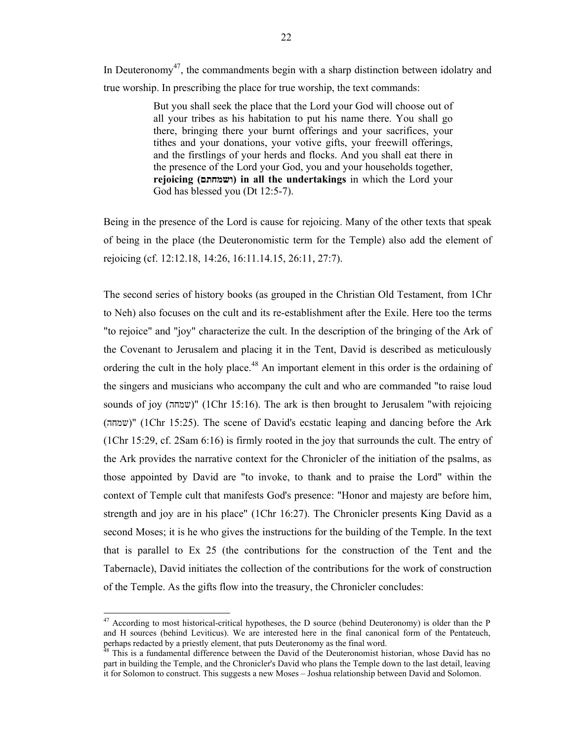In Deuteronomy[47], the commandments begin with a sharp distinction between idolatry and true worship. In prescribing the place for true worship, the text commands:

> But you shall seek the place that the Lord your God will choose out of all your tribes as his habitation to put his name there. You shall go there, bringing there your burnt offerings and your sacrifices, your tithes and your donations, your votive gifts, your freewill offerings, and the firstlings of your herds and flocks. And you shall eat there in the presence of the Lord your God, you and your households together, **rejoicing (ושמחתם) in all the undertakings** in which the Lord your God has blessed you (Dt 12:5-7).

Being in the presence of the Lord is cause for rejoicing. Many of the other texts that speak of being in the place (the Deuteronomistic term for the Temple) also add the element of rejoicing (cf. 12:12.18, 14:26, 16:11.14.15, 26:11, 27:7).

The second series of history books (as grouped in the Christian Old Testament, from 1Chr to Neh) also focuses on the cult and its re-establishment after the Exile. Here too the terms "to rejoice" and "joy" characterize the cult. In the description of the bringing of the Ark of the Covenant to Jerusalem and placing it in the Tent, David is described as meticulously ordering the cult in the holy place.[48] An important element in this order is the ordaining of the singers and musicians who accompany the cult and who are commanded "to raise loud sounds of joy (שמחה)" (1Chr 15:16). The ark is then brought to Jerusalem "with rejoicing (שמחה)" (1Chr 15:25). The scene of David's ecstatic leaping and dancing before the Ark (1Chr 15:29, cf. 2Sam 6:16) is firmly rooted in the joy that surrounds the cult. The entry of the Ark provides the narrative context for the Chronicler of the initiation of the psalms, as those appointed by David are "to invoke, to thank and to praise the Lord" within the context of Temple cult that manifests God's presence: "Honor and majesty are before him, strength and joy are in his place" (1Chr 16:27). The Chronicler presents King David as a second Moses; it is he who gives the instructions for the building of the Temple. In the text that is parallel to Ex 25 (the contributions for the construction of the Tent and the Tabernacle), David initiates the collection of the contributions for the work of construction of the Temple. As the gifts flow into the treasury, the Chronicler concludes:

---

[47] According to most historical-critical hypotheses, the D source (behind Deuteronomy) is older than the P and H sources (behind Leviticus). We are interested here in the final canonical form of the Pentateuch, perhaps redacted by a priestly element, that puts Deuteronomy as the final word.

[48] This is a fundamental difference between the David of the Deuteronomist historian, whose David has no part in building the Temple, and the Chronicler's David who plans the Temple down to the last detail, leaving it for Solomon to construct. This suggests a new Moses – Joshua relationship between David and Solomon.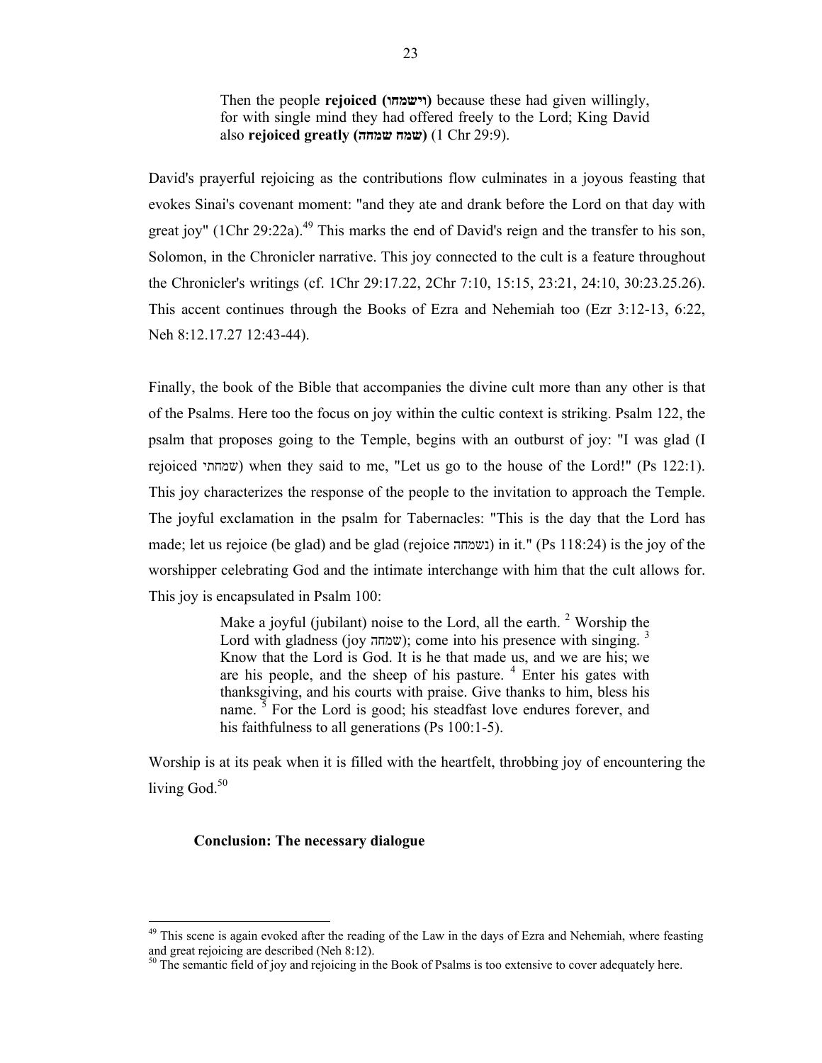> Then the people **rejoiced (וישמחו)** because these had given willingly, for with single mind they had offered freely to the Lord; King David also **rejoiced greatly (שמח שמחה)** (1 Chr 29:9).

David's prayerful rejoicing as the contributions flow culminates in a joyous feasting that evokes Sinai's covenant moment: "and they ate and drank before the Lord on that day with great joy" (1Chr 29:22a).[49] This marks the end of David's reign and the transfer to his son, Solomon, in the Chronicler narrative. This joy connected to the cult is a feature throughout the Chronicler's writings (cf. 1Chr 29:17.22, 2Chr 7:10, 15:15, 23:21, 24:10, 30:23.25.26). This accent continues through the Books of Ezra and Nehemiah too (Ezr 3:12-13, 6:22, Neh 8:12.17.27 12:43-44).

Finally, the book of the Bible that accompanies the divine cult more than any other is that of the Psalms. Here too the focus on joy within the cultic context is striking. Psalm 122, the psalm that proposes going to the Temple, begins with an outburst of joy: "I was glad (I rejoiced שמחתי) when they said to me, "Let us go to the house of the Lord!" (Ps 122:1). This joy characterizes the response of the people to the invitation to approach the Temple. The joyful exclamation in the psalm for Tabernacles: "This is the day that the Lord has made; let us rejoice (be glad) and be glad (rejoice נשמחה) in it." (Ps 118:24) is the joy of the worshipper celebrating God and the intimate interchange with him that the cult allows for. This joy is encapsulated in Psalm 100:

> Make a joyful (jubilant) noise to the Lord, all the earth. [2] Worship the Lord with gladness (joy שמחה); come into his presence with singing. [3] Know that the Lord is God. It is he that made us, and we are his; we are his people, and the sheep of his pasture. [4] Enter his gates with thanksgiving, and his courts with praise. Give thanks to him, bless his name. [5] For the Lord is good; his steadfast love endures forever, and his faithfulness to all generations (Ps 100:1-5).

Worship is at its peak when it is filled with the heartfelt, throbbing joy of encountering the living God.[50]

## Conclusion: The necessary dialogue

[49] This scene is again evoked after the reading of the Law in the days of Ezra and Nehemiah, where feasting and great rejoicing are described (Neh 8:12).

[50] The semantic field of joy and rejoicing in the Book of Psalms is too extensive to cover adequately here.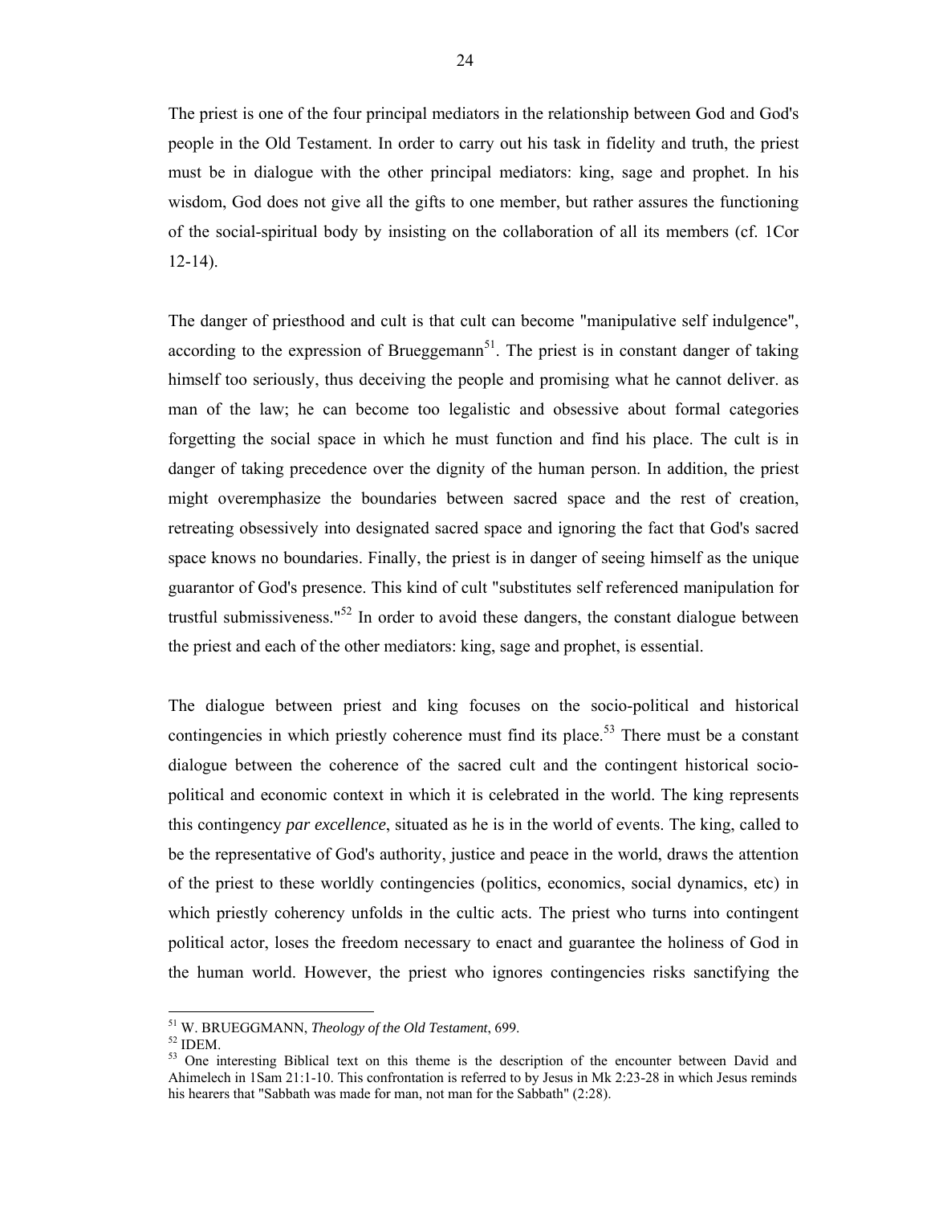The priest is one of the four principal mediators in the relationship between God and God's people in the Old Testament. In order to carry out his task in fidelity and truth, the priest must be in dialogue with the other principal mediators: king, sage and prophet. In his wisdom, God does not give all the gifts to one member, but rather assures the functioning of the social-spiritual body by insisting on the collaboration of all its members (cf. 1Cor 12-14).

The danger of priesthood and cult is that cult can become "manipulative self indulgence", according to the expression of Brueggemann[51]. The priest is in constant danger of taking himself too seriously, thus deceiving the people and promising what he cannot deliver. as man of the law; he can become too legalistic and obsessive about formal categories forgetting the social space in which he must function and find his place. The cult is in danger of taking precedence over the dignity of the human person. In addition, the priest might overemphasize the boundaries between sacred space and the rest of creation, retreating obsessively into designated sacred space and ignoring the fact that God's sacred space knows no boundaries. Finally, the priest is in danger of seeing himself as the unique guarantor of God's presence. This kind of cult "substitutes self referenced manipulation for trustful submissiveness."[52] In order to avoid these dangers, the constant dialogue between the priest and each of the other mediators: king, sage and prophet, is essential.

The dialogue between priest and king focuses on the socio-political and historical contingencies in which priestly coherence must find its place.[53] There must be a constant dialogue between the coherence of the sacred cult and the contingent historical socio-political and economic context in which it is celebrated in the world. The king represents this contingency *par excellence*, situated as he is in the world of events. The king, called to be the representative of God's authority, justice and peace in the world, draws the attention of the priest to these worldly contingencies (politics, economics, social dynamics, etc) in which priestly coherency unfolds in the cultic acts. The priest who turns into contingent political actor, loses the freedom necessary to enact and guarantee the holiness of God in the human world. However, the priest who ignores contingencies risks sanctifying the

---

[51] W. BRUEGGMANN, *Theology of the Old Testament*, 699.

[52] IDEM.

[53] One interesting Biblical text on this theme is the description of the encounter between David and Ahimelech in 1Sam 21:1-10. This confrontation is referred to by Jesus in Mk 2:23-28 in which Jesus reminds his hearers that "Sabbath was made for man, not man for the Sabbath" (2:28).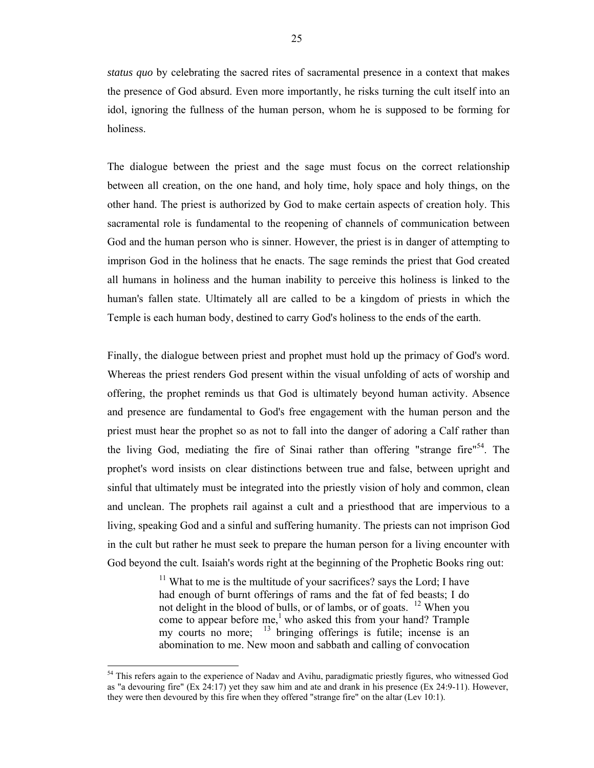*status quo* by celebrating the sacred rites of sacramental presence in a context that makes the presence of God absurd. Even more importantly, he risks turning the cult itself into an idol, ignoring the fullness of the human person, whom he is supposed to be forming for holiness.

The dialogue between the priest and the sage must focus on the correct relationship between all creation, on the one hand, and holy time, holy space and holy things, on the other hand. The priest is authorized by God to make certain aspects of creation holy. This sacramental role is fundamental to the reopening of channels of communication between God and the human person who is sinner. However, the priest is in danger of attempting to imprison God in the holiness that he enacts. The sage reminds the priest that God created all humans in holiness and the human inability to perceive this holiness is linked to the human's fallen state. Ultimately all are called to be a kingdom of priests in which the Temple is each human body, destined to carry God's holiness to the ends of the earth.

Finally, the dialogue between priest and prophet must hold up the primacy of God's word. Whereas the priest renders God present within the visual unfolding of acts of worship and offering, the prophet reminds us that God is ultimately beyond human activity. Absence and presence are fundamental to God's free engagement with the human person and the priest must hear the prophet so as not to fall into the danger of adoring a Calf rather than the living God, mediating the fire of Sinai rather than offering "strange fire"[54]. The prophet's word insists on clear distinctions between true and false, between upright and sinful that ultimately must be integrated into the priestly vision of holy and common, clean and unclean. The prophets rail against a cult and a priesthood that are impervious to a living, speaking God and a sinful and suffering humanity. The priests can not imprison God in the cult but rather he must seek to prepare the human person for a living encounter with God beyond the cult. Isaiah's words right at the beginning of the Prophetic Books ring out:

> [11] What to me is the multitude of your sacrifices? says the Lord; I have had enough of burnt offerings of rams and the fat of fed beasts; I do not delight in the blood of bulls, or of lambs, or of goats. [12] When you come to appear before me,[1] who asked this from your hand? Trample my courts no more; [13] bringing offerings is futile; incense is an abomination to me. New moon and sabbath and calling of convocation

---

[54] This refers again to the experience of Nadav and Avihu, paradigmatic priestly figures, who witnessed God as "a devouring fire" (Ex 24:17) yet they saw him and ate and drank in his presence (Ex 24:9-11). However, they were then devoured by this fire when they offered "strange fire" on the altar (Lev 10:1).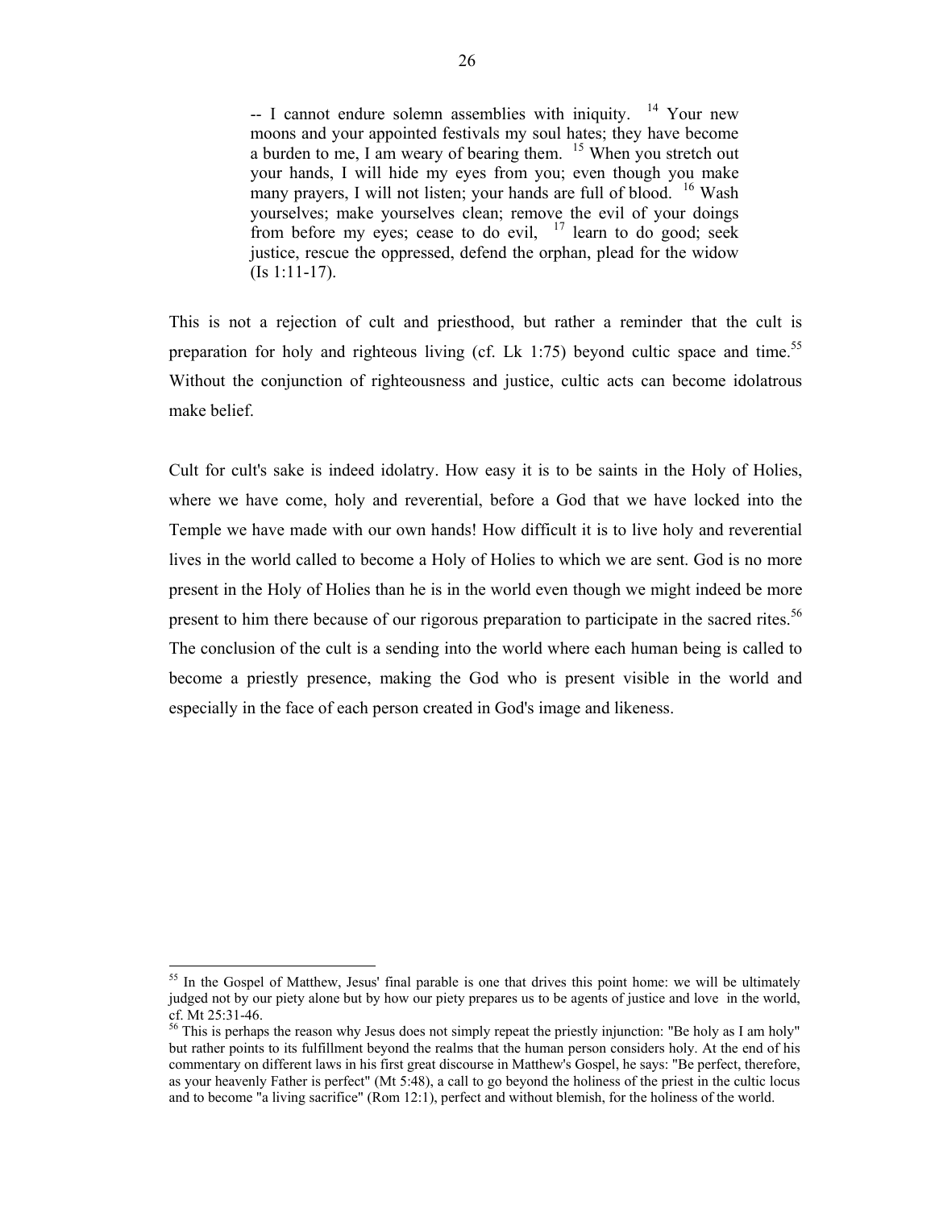> -- I cannot endure solemn assemblies with iniquity. [14] Your new moons and your appointed festivals my soul hates; they have become a burden to me, I am weary of bearing them. [15] When you stretch out your hands, I will hide my eyes from you; even though you make many prayers, I will not listen; your hands are full of blood. [16] Wash yourselves; make yourselves clean; remove the evil of your doings from before my eyes; cease to do evil, [17] learn to do good; seek justice, rescue the oppressed, defend the orphan, plead for the widow (Is 1:11-17).

This is not a rejection of cult and priesthood, but rather a reminder that the cult is preparation for holy and righteous living (cf. Lk 1:75) beyond cultic space and time.[55] Without the conjunction of righteousness and justice, cultic acts can become idolatrous make belief.

Cult for cult's sake is indeed idolatry. How easy it is to be saints in the Holy of Holies, where we have come, holy and reverential, before a God that we have locked into the Temple we have made with our own hands! How difficult it is to live holy and reverential lives in the world called to become a Holy of Holies to which we are sent. God is no more present in the Holy of Holies than he is in the world even though we might indeed be more present to him there because of our rigorous preparation to participate in the sacred rites.[56] The conclusion of the cult is a sending into the world where each human being is called to become a priestly presence, making the God who is present visible in the world and especially in the face of each person created in God's image and likeness.

---

[55] In the Gospel of Matthew, Jesus' final parable is one that drives this point home: we will be ultimately judged not by our piety alone but by how our piety prepares us to be agents of justice and love in the world, cf. Mt 25:31-46.

[56] This is perhaps the reason why Jesus does not simply repeat the priestly injunction: "Be holy as I am holy" but rather points to its fulfillment beyond the realms that the human person considers holy. At the end of his commentary on different laws in his first great discourse in Matthew's Gospel, he says: "Be perfect, therefore, as your heavenly Father is perfect" (Mt 5:48), a call to go beyond the holiness of the priest in the cultic locus and to become "a living sacrifice" (Rom 12:1), perfect and without blemish, for the holiness of the world.